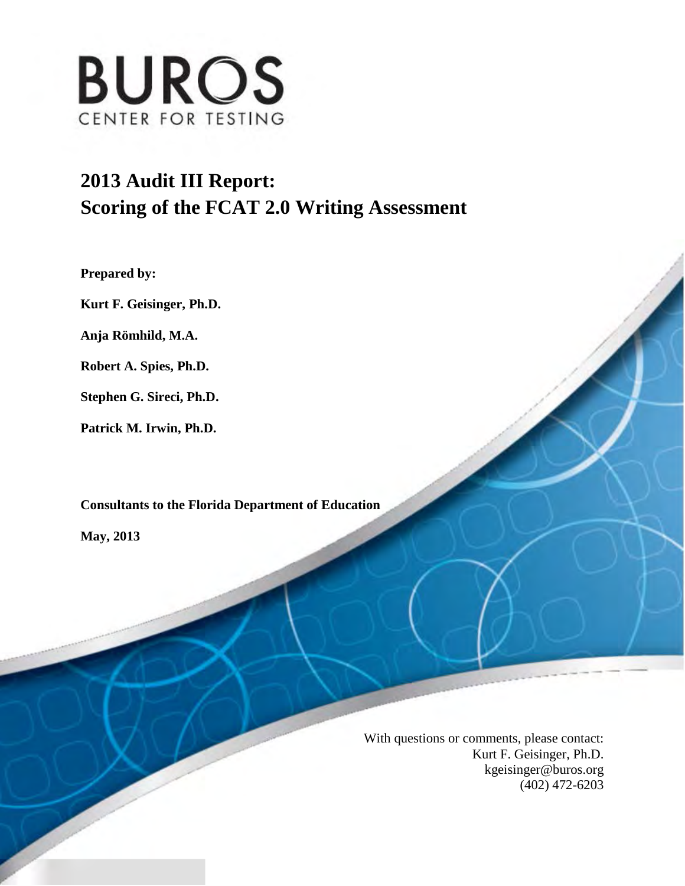BUROS

CENTER FOR TESTING

# 2013 Audit III Report: Scoring of the FCAT 2.0 Writing Assessment

**Prepared by:**

**Kurt F. Geisinger, Ph.D.**

**Anja Römhild, M.A.**

**Robert A. Spies, Ph.D.**

**Stephen G. Sireci, Ph.D.**

**Patrick M. Irwin, Ph.D.**

**Consultants to the Florida Department of Education**

**May, 2013**

With questions or comments, please contact:
Kurt F. Geisinger, Ph.D.
kgeisinger@buros.org
(402) 472-6203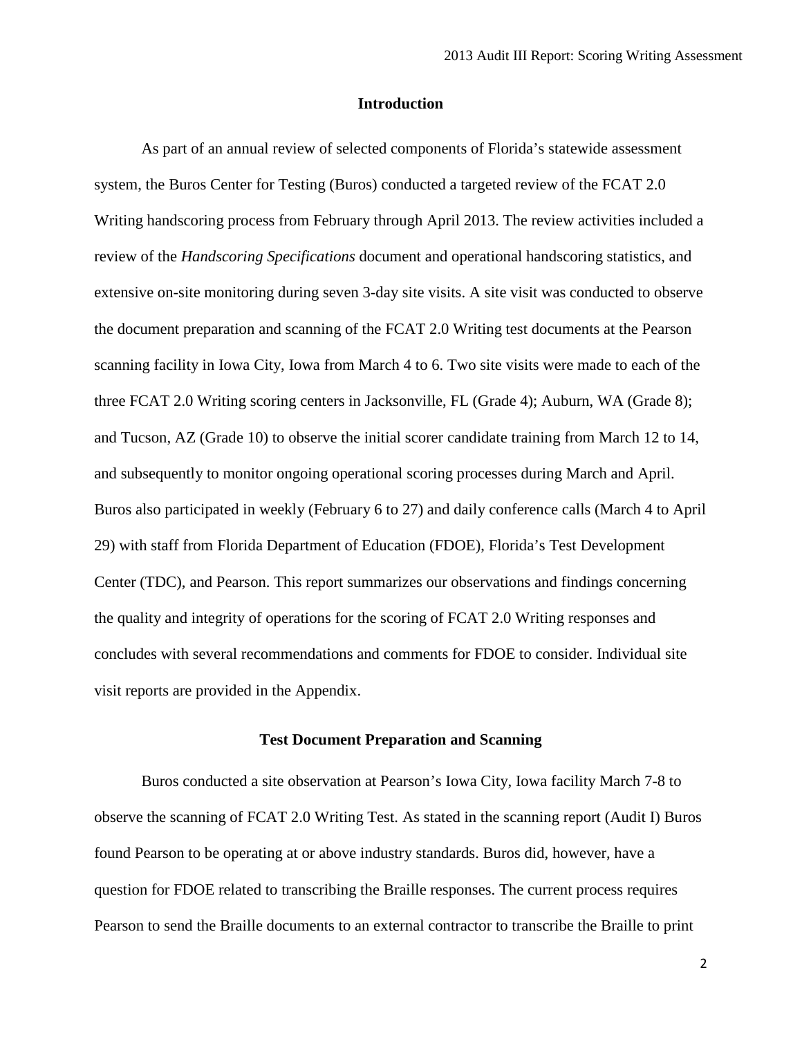## Introduction

As part of an annual review of selected components of Florida's statewide assessment system, the Buros Center for Testing (Buros) conducted a targeted review of the FCAT 2.0 Writing handscoring process from February through April 2013. The review activities included a review of the *Handscoring Specifications* document and operational handscoring statistics, and extensive on-site monitoring during seven 3-day site visits. A site visit was conducted to observe the document preparation and scanning of the FCAT 2.0 Writing test documents at the Pearson scanning facility in Iowa City, Iowa from March 4 to 6. Two site visits were made to each of the three FCAT 2.0 Writing scoring centers in Jacksonville, FL (Grade 4); Auburn, WA (Grade 8); and Tucson, AZ (Grade 10) to observe the initial scorer candidate training from March 12 to 14, and subsequently to monitor ongoing operational scoring processes during March and April. Buros also participated in weekly (February 6 to 27) and daily conference calls (March 4 to April 29) with staff from Florida Department of Education (FDOE), Florida's Test Development Center (TDC), and Pearson. This report summarizes our observations and findings concerning the quality and integrity of operations for the scoring of FCAT 2.0 Writing responses and concludes with several recommendations and comments for FDOE to consider. Individual site visit reports are provided in the Appendix.

## Test Document Preparation and Scanning

Buros conducted a site observation at Pearson's Iowa City, Iowa facility March 7-8 to observe the scanning of FCAT 2.0 Writing Test. As stated in the scanning report (Audit I) Buros found Pearson to be operating at or above industry standards. Buros did, however, have a question for FDOE related to transcribing the Braille responses. The current process requires Pearson to send the Braille documents to an external contractor to transcribe the Braille to print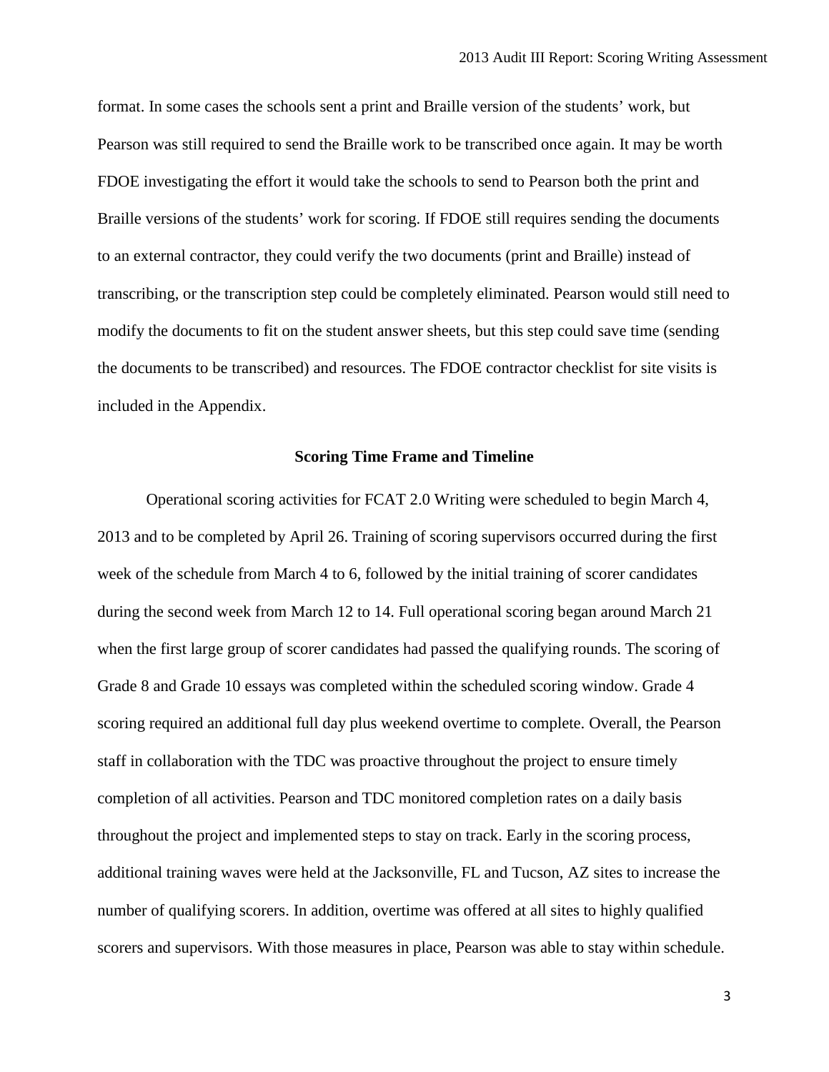format. In some cases the schools sent a print and Braille version of the students' work, but Pearson was still required to send the Braille work to be transcribed once again. It may be worth FDOE investigating the effort it would take the schools to send to Pearson both the print and Braille versions of the students' work for scoring. If FDOE still requires sending the documents to an external contractor, they could verify the two documents (print and Braille) instead of transcribing, or the transcription step could be completely eliminated. Pearson would still need to modify the documents to fit on the student answer sheets, but this step could save time (sending the documents to be transcribed) and resources. The FDOE contractor checklist for site visits is included in the Appendix.

## Scoring Time Frame and Timeline

Operational scoring activities for FCAT 2.0 Writing were scheduled to begin March 4, 2013 and to be completed by April 26. Training of scoring supervisors occurred during the first week of the schedule from March 4 to 6, followed by the initial training of scorer candidates during the second week from March 12 to 14. Full operational scoring began around March 21 when the first large group of scorer candidates had passed the qualifying rounds. The scoring of Grade 8 and Grade 10 essays was completed within the scheduled scoring window. Grade 4 scoring required an additional full day plus weekend overtime to complete. Overall, the Pearson staff in collaboration with the TDC was proactive throughout the project to ensure timely completion of all activities. Pearson and TDC monitored completion rates on a daily basis throughout the project and implemented steps to stay on track. Early in the scoring process, additional training waves were held at the Jacksonville, FL and Tucson, AZ sites to increase the number of qualifying scorers. In addition, overtime was offered at all sites to highly qualified scorers and supervisors. With those measures in place, Pearson was able to stay within schedule.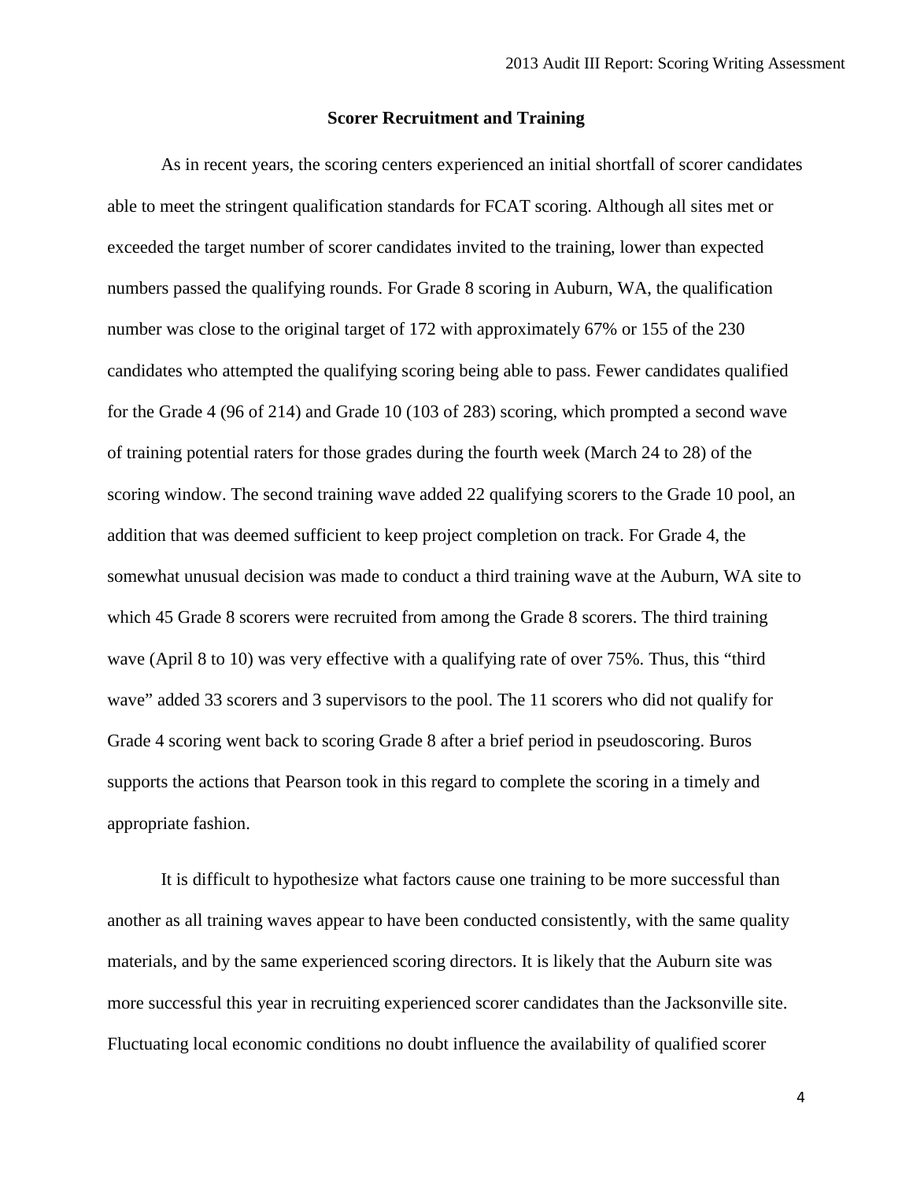## Scorer Recruitment and Training

As in recent years, the scoring centers experienced an initial shortfall of scorer candidates able to meet the stringent qualification standards for FCAT scoring. Although all sites met or exceeded the target number of scorer candidates invited to the training, lower than expected numbers passed the qualifying rounds. For Grade 8 scoring in Auburn, WA, the qualification number was close to the original target of 172 with approximately 67% or 155 of the 230 candidates who attempted the qualifying scoring being able to pass. Fewer candidates qualified for the Grade 4 (96 of 214) and Grade 10 (103 of 283) scoring, which prompted a second wave of training potential raters for those grades during the fourth week (March 24 to 28) of the scoring window. The second training wave added 22 qualifying scorers to the Grade 10 pool, an addition that was deemed sufficient to keep project completion on track. For Grade 4, the somewhat unusual decision was made to conduct a third training wave at the Auburn, WA site to which 45 Grade 8 scorers were recruited from among the Grade 8 scorers. The third training wave (April 8 to 10) was very effective with a qualifying rate of over 75%. Thus, this "third wave" added 33 scorers and 3 supervisors to the pool. The 11 scorers who did not qualify for Grade 4 scoring went back to scoring Grade 8 after a brief period in pseudoscoring. Buros supports the actions that Pearson took in this regard to complete the scoring in a timely and appropriate fashion.

It is difficult to hypothesize what factors cause one training to be more successful than another as all training waves appear to have been conducted consistently, with the same quality materials, and by the same experienced scoring directors. It is likely that the Auburn site was more successful this year in recruiting experienced scorer candidates than the Jacksonville site. Fluctuating local economic conditions no doubt influence the availability of qualified scorer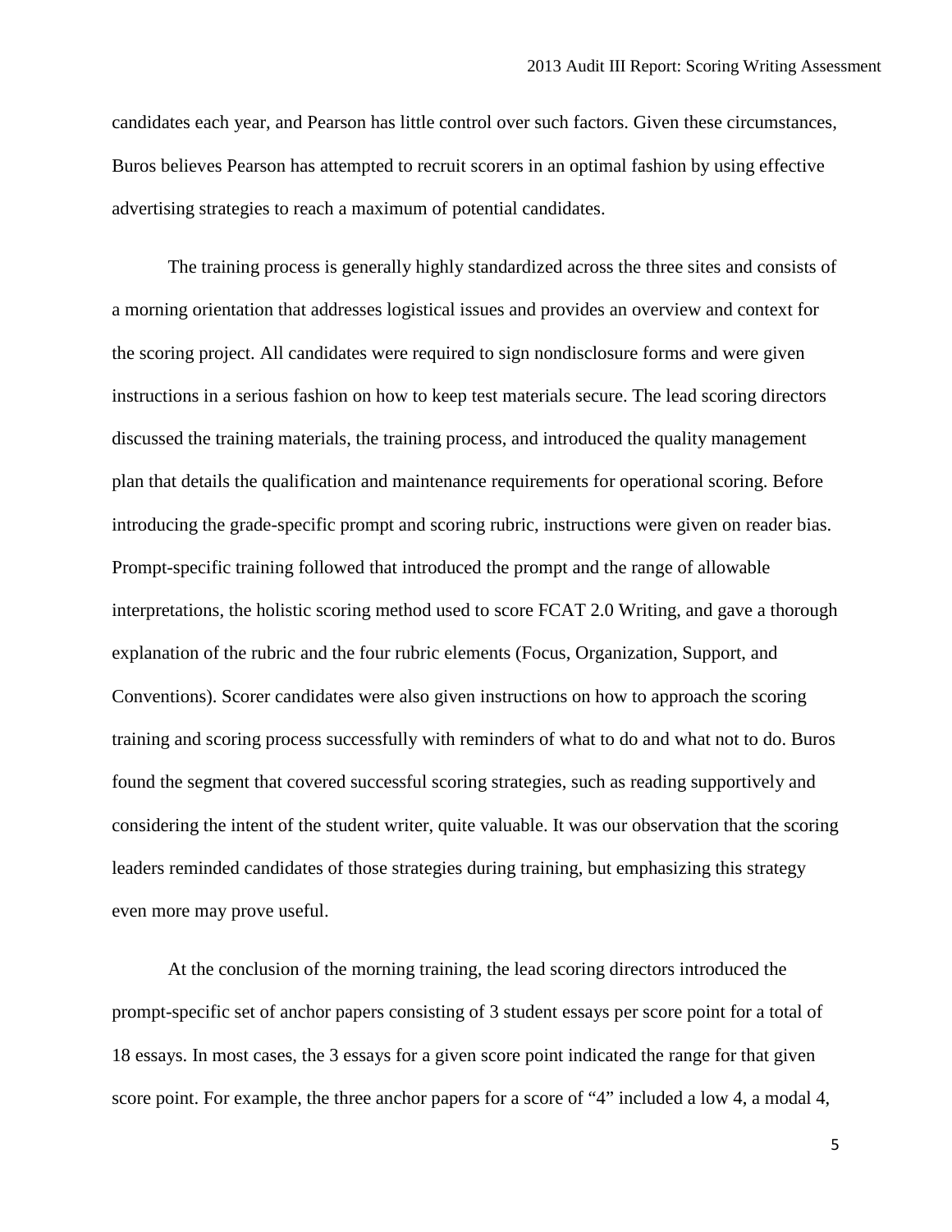candidates each year, and Pearson has little control over such factors. Given these circumstances, Buros believes Pearson has attempted to recruit scorers in an optimal fashion by using effective advertising strategies to reach a maximum of potential candidates.

The training process is generally highly standardized across the three sites and consists of a morning orientation that addresses logistical issues and provides an overview and context for the scoring project. All candidates were required to sign nondisclosure forms and were given instructions in a serious fashion on how to keep test materials secure. The lead scoring directors discussed the training materials, the training process, and introduced the quality management plan that details the qualification and maintenance requirements for operational scoring. Before introducing the grade-specific prompt and scoring rubric, instructions were given on reader bias. Prompt-specific training followed that introduced the prompt and the range of allowable interpretations, the holistic scoring method used to score FCAT 2.0 Writing, and gave a thorough explanation of the rubric and the four rubric elements (Focus, Organization, Support, and Conventions). Scorer candidates were also given instructions on how to approach the scoring training and scoring process successfully with reminders of what to do and what not to do. Buros found the segment that covered successful scoring strategies, such as reading supportively and considering the intent of the student writer, quite valuable. It was our observation that the scoring leaders reminded candidates of those strategies during training, but emphasizing this strategy even more may prove useful.

At the conclusion of the morning training, the lead scoring directors introduced the prompt-specific set of anchor papers consisting of 3 student essays per score point for a total of 18 essays. In most cases, the 3 essays for a given score point indicated the range for that given score point. For example, the three anchor papers for a score of "4" included a low 4, a modal 4,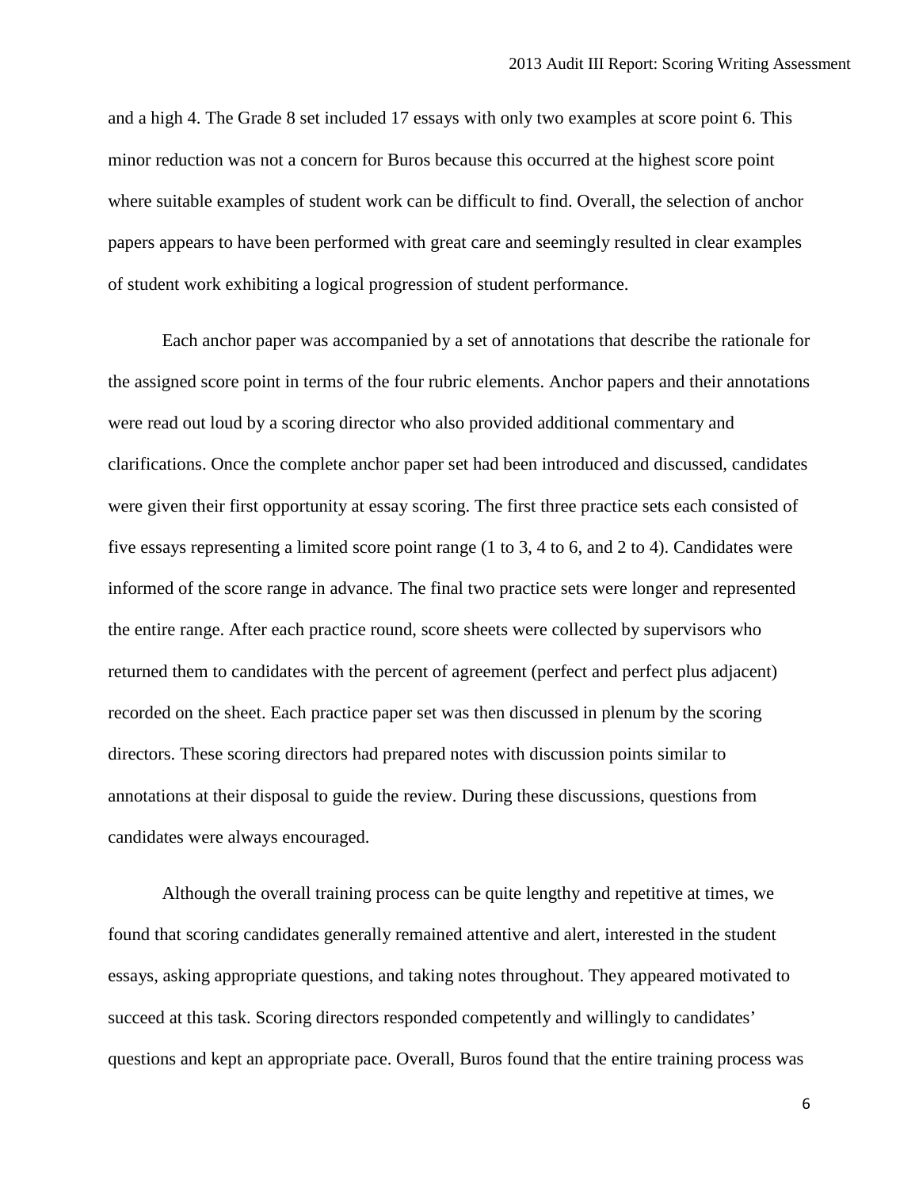and a high 4. The Grade 8 set included 17 essays with only two examples at score point 6. This minor reduction was not a concern for Buros because this occurred at the highest score point where suitable examples of student work can be difficult to find. Overall, the selection of anchor papers appears to have been performed with great care and seemingly resulted in clear examples of student work exhibiting a logical progression of student performance.

Each anchor paper was accompanied by a set of annotations that describe the rationale for the assigned score point in terms of the four rubric elements. Anchor papers and their annotations were read out loud by a scoring director who also provided additional commentary and clarifications. Once the complete anchor paper set had been introduced and discussed, candidates were given their first opportunity at essay scoring. The first three practice sets each consisted of five essays representing a limited score point range (1 to 3, 4 to 6, and 2 to 4). Candidates were informed of the score range in advance. The final two practice sets were longer and represented the entire range. After each practice round, score sheets were collected by supervisors who returned them to candidates with the percent of agreement (perfect and perfect plus adjacent) recorded on the sheet. Each practice paper set was then discussed in plenum by the scoring directors. These scoring directors had prepared notes with discussion points similar to annotations at their disposal to guide the review. During these discussions, questions from candidates were always encouraged.

Although the overall training process can be quite lengthy and repetitive at times, we found that scoring candidates generally remained attentive and alert, interested in the student essays, asking appropriate questions, and taking notes throughout. They appeared motivated to succeed at this task. Scoring directors responded competently and willingly to candidates' questions and kept an appropriate pace. Overall, Buros found that the entire training process was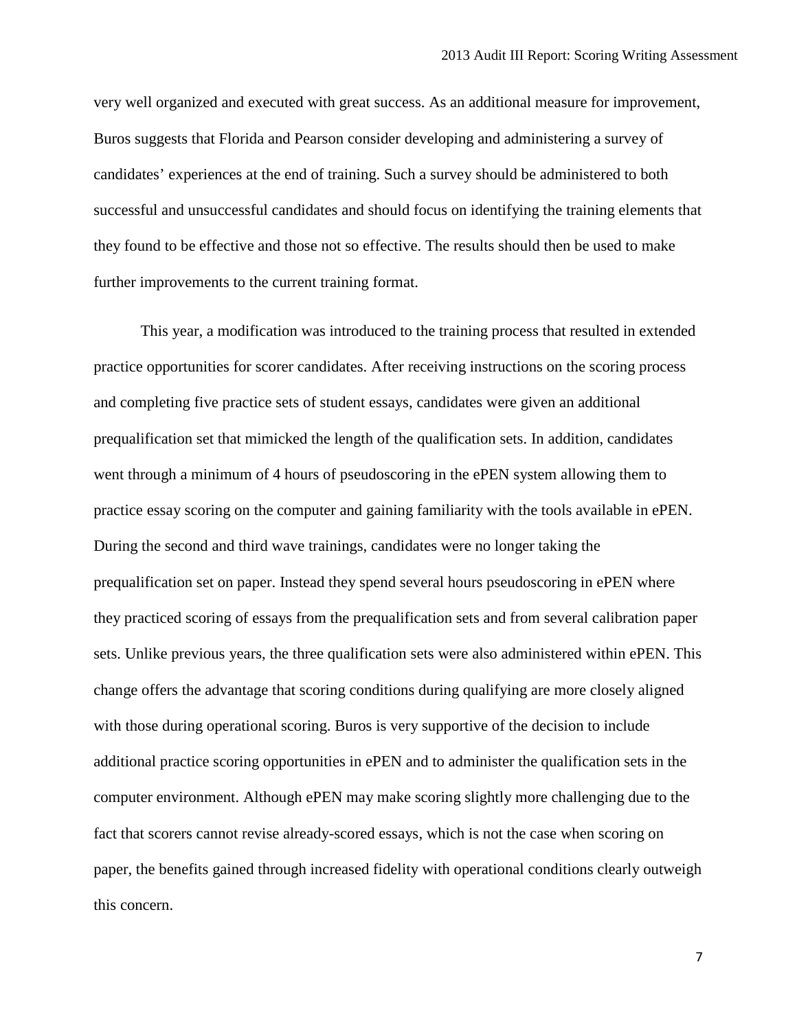very well organized and executed with great success. As an additional measure for improvement, Buros suggests that Florida and Pearson consider developing and administering a survey of candidates' experiences at the end of training. Such a survey should be administered to both successful and unsuccessful candidates and should focus on identifying the training elements that they found to be effective and those not so effective. The results should then be used to make further improvements to the current training format.

This year, a modification was introduced to the training process that resulted in extended practice opportunities for scorer candidates. After receiving instructions on the scoring process and completing five practice sets of student essays, candidates were given an additional prequalification set that mimicked the length of the qualification sets. In addition, candidates went through a minimum of 4 hours of pseudoscoring in the ePEN system allowing them to practice essay scoring on the computer and gaining familiarity with the tools available in ePEN. During the second and third wave trainings, candidates were no longer taking the prequalification set on paper. Instead they spend several hours pseudoscoring in ePEN where they practiced scoring of essays from the prequalification sets and from several calibration paper sets. Unlike previous years, the three qualification sets were also administered within ePEN. This change offers the advantage that scoring conditions during qualifying are more closely aligned with those during operational scoring. Buros is very supportive of the decision to include additional practice scoring opportunities in ePEN and to administer the qualification sets in the computer environment. Although ePEN may make scoring slightly more challenging due to the fact that scorers cannot revise already-scored essays, which is not the case when scoring on paper, the benefits gained through increased fidelity with operational conditions clearly outweigh this concern.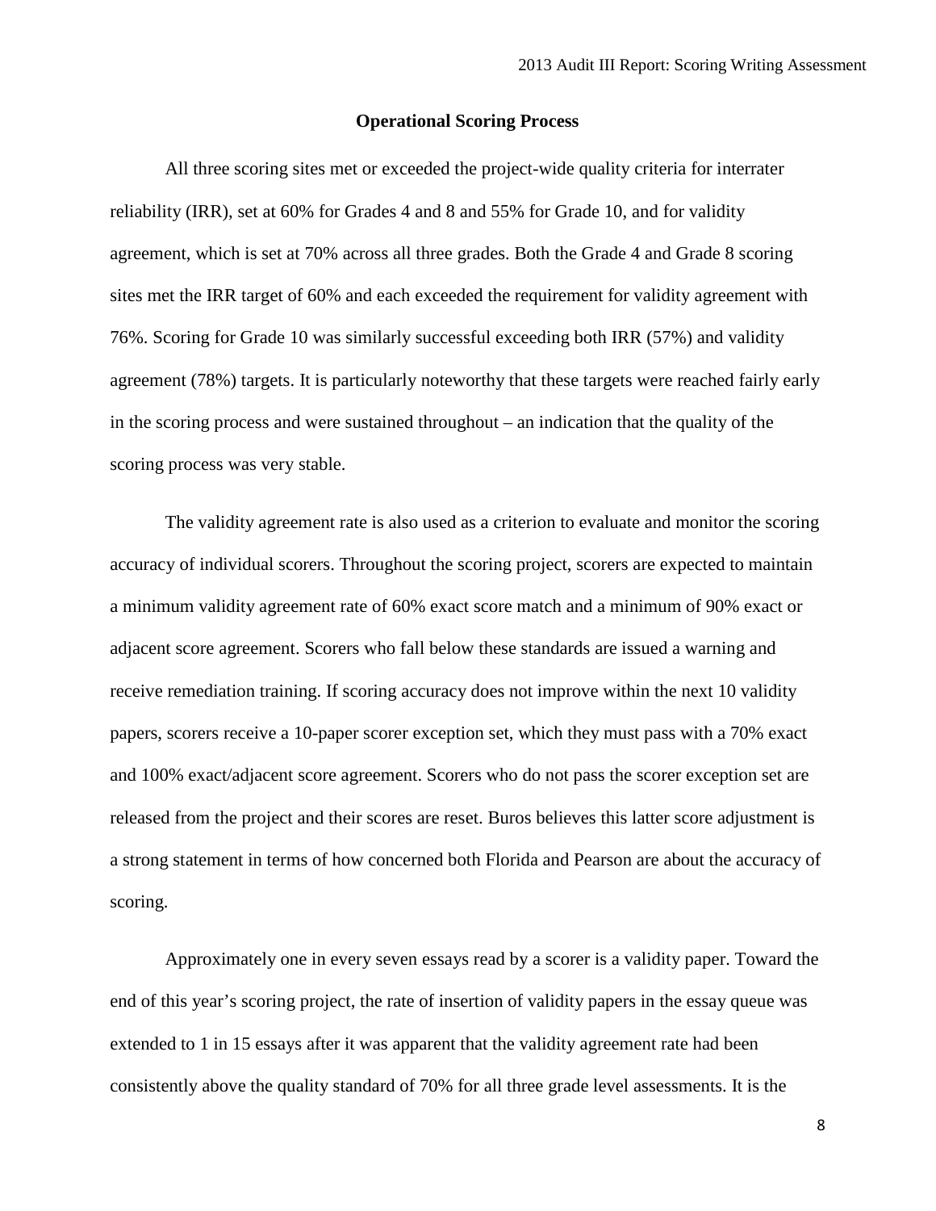## Operational Scoring Process

All three scoring sites met or exceeded the project-wide quality criteria for interrater reliability (IRR), set at 60% for Grades 4 and 8 and 55% for Grade 10, and for validity agreement, which is set at 70% across all three grades. Both the Grade 4 and Grade 8 scoring sites met the IRR target of 60% and each exceeded the requirement for validity agreement with 76%. Scoring for Grade 10 was similarly successful exceeding both IRR (57%) and validity agreement (78%) targets. It is particularly noteworthy that these targets were reached fairly early in the scoring process and were sustained throughout – an indication that the quality of the scoring process was very stable.

The validity agreement rate is also used as a criterion to evaluate and monitor the scoring accuracy of individual scorers. Throughout the scoring project, scorers are expected to maintain a minimum validity agreement rate of 60% exact score match and a minimum of 90% exact or adjacent score agreement. Scorers who fall below these standards are issued a warning and receive remediation training. If scoring accuracy does not improve within the next 10 validity papers, scorers receive a 10-paper scorer exception set, which they must pass with a 70% exact and 100% exact/adjacent score agreement. Scorers who do not pass the scorer exception set are released from the project and their scores are reset. Buros believes this latter score adjustment is a strong statement in terms of how concerned both Florida and Pearson are about the accuracy of scoring.

Approximately one in every seven essays read by a scorer is a validity paper. Toward the end of this year's scoring project, the rate of insertion of validity papers in the essay queue was extended to 1 in 15 essays after it was apparent that the validity agreement rate had been consistently above the quality standard of 70% for all three grade level assessments. It is the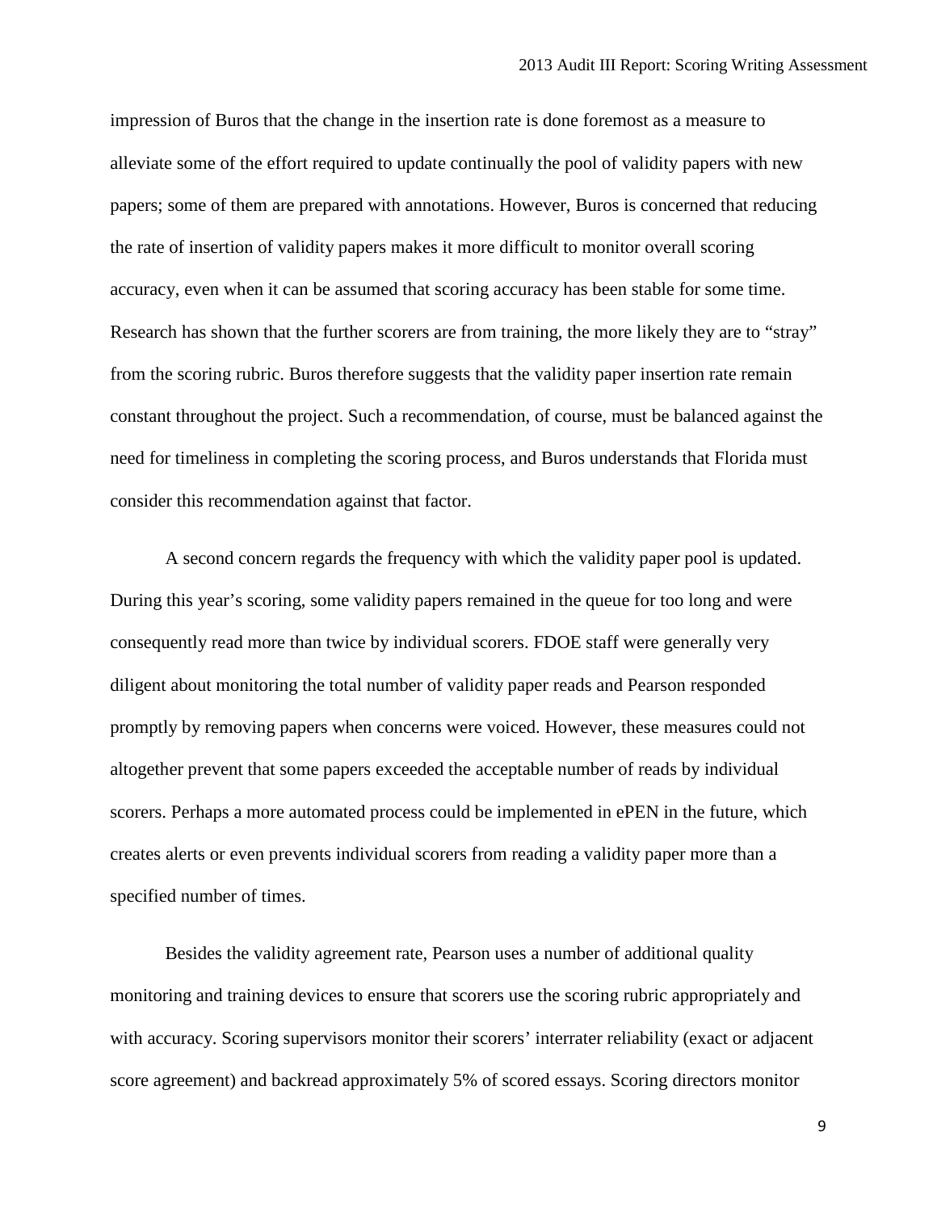impression of Buros that the change in the insertion rate is done foremost as a measure to alleviate some of the effort required to update continually the pool of validity papers with new papers; some of them are prepared with annotations. However, Buros is concerned that reducing the rate of insertion of validity papers makes it more difficult to monitor overall scoring accuracy, even when it can be assumed that scoring accuracy has been stable for some time. Research has shown that the further scorers are from training, the more likely they are to “stray” from the scoring rubric. Buros therefore suggests that the validity paper insertion rate remain constant throughout the project. Such a recommendation, of course, must be balanced against the need for timeliness in completing the scoring process, and Buros understands that Florida must consider this recommendation against that factor.

A second concern regards the frequency with which the validity paper pool is updated. During this year’s scoring, some validity papers remained in the queue for too long and were consequently read more than twice by individual scorers. FDOE staff were generally very diligent about monitoring the total number of validity paper reads and Pearson responded promptly by removing papers when concerns were voiced. However, these measures could not altogether prevent that some papers exceeded the acceptable number of reads by individual scorers. Perhaps a more automated process could be implemented in ePEN in the future, which creates alerts or even prevents individual scorers from reading a validity paper more than a specified number of times.

Besides the validity agreement rate, Pearson uses a number of additional quality monitoring and training devices to ensure that scorers use the scoring rubric appropriately and with accuracy. Scoring supervisors monitor their scorers’ interrater reliability (exact or adjacent score agreement) and backread approximately 5% of scored essays. Scoring directors monitor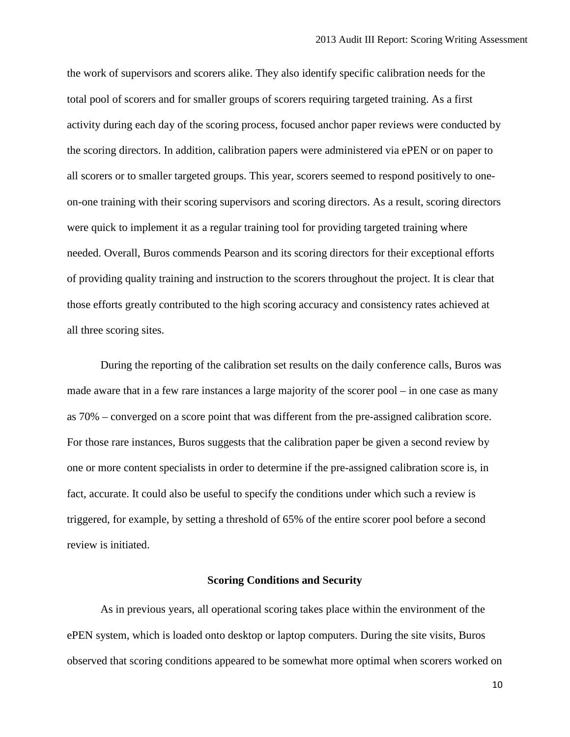the work of supervisors and scorers alike. They also identify specific calibration needs for the total pool of scorers and for smaller groups of scorers requiring targeted training. As a first activity during each day of the scoring process, focused anchor paper reviews were conducted by the scoring directors. In addition, calibration papers were administered via ePEN or on paper to all scorers or to smaller targeted groups. This year, scorers seemed to respond positively to one-on-one training with their scoring supervisors and scoring directors. As a result, scoring directors were quick to implement it as a regular training tool for providing targeted training where needed. Overall, Buros commends Pearson and its scoring directors for their exceptional efforts of providing quality training and instruction to the scorers throughout the project. It is clear that those efforts greatly contributed to the high scoring accuracy and consistency rates achieved at all three scoring sites.

During the reporting of the calibration set results on the daily conference calls, Buros was made aware that in a few rare instances a large majority of the scorer pool – in one case as many as 70% – converged on a score point that was different from the pre-assigned calibration score. For those rare instances, Buros suggests that the calibration paper be given a second review by one or more content specialists in order to determine if the pre-assigned calibration score is, in fact, accurate. It could also be useful to specify the conditions under which such a review is triggered, for example, by setting a threshold of 65% of the entire scorer pool before a second review is initiated.

## Scoring Conditions and Security

As in previous years, all operational scoring takes place within the environment of the ePEN system, which is loaded onto desktop or laptop computers. During the site visits, Buros observed that scoring conditions appeared to be somewhat more optimal when scorers worked on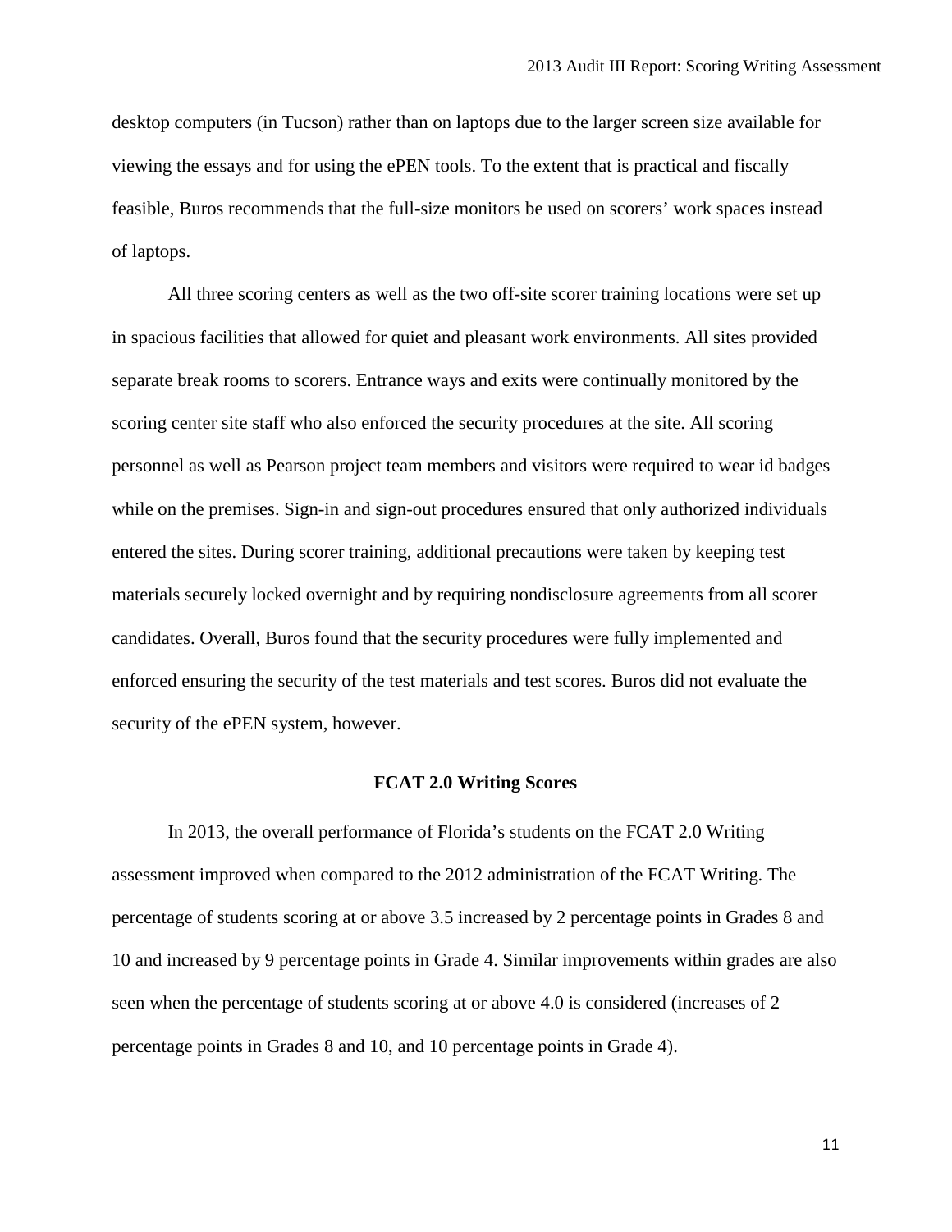desktop computers (in Tucson) rather than on laptops due to the larger screen size available for viewing the essays and for using the ePEN tools. To the extent that is practical and fiscally feasible, Buros recommends that the full-size monitors be used on scorers' work spaces instead of laptops.

All three scoring centers as well as the two off-site scorer training locations were set up in spacious facilities that allowed for quiet and pleasant work environments. All sites provided separate break rooms to scorers. Entrance ways and exits were continually monitored by the scoring center site staff who also enforced the security procedures at the site. All scoring personnel as well as Pearson project team members and visitors were required to wear id badges while on the premises. Sign-in and sign-out procedures ensured that only authorized individuals entered the sites. During scorer training, additional precautions were taken by keeping test materials securely locked overnight and by requiring nondisclosure agreements from all scorer candidates. Overall, Buros found that the security procedures were fully implemented and enforced ensuring the security of the test materials and test scores. Buros did not evaluate the security of the ePEN system, however.

## FCAT 2.0 Writing Scores

In 2013, the overall performance of Florida's students on the FCAT 2.0 Writing assessment improved when compared to the 2012 administration of the FCAT Writing. The percentage of students scoring at or above 3.5 increased by 2 percentage points in Grades 8 and 10 and increased by 9 percentage points in Grade 4. Similar improvements within grades are also seen when the percentage of students scoring at or above 4.0 is considered (increases of 2 percentage points in Grades 8 and 10, and 10 percentage points in Grade 4).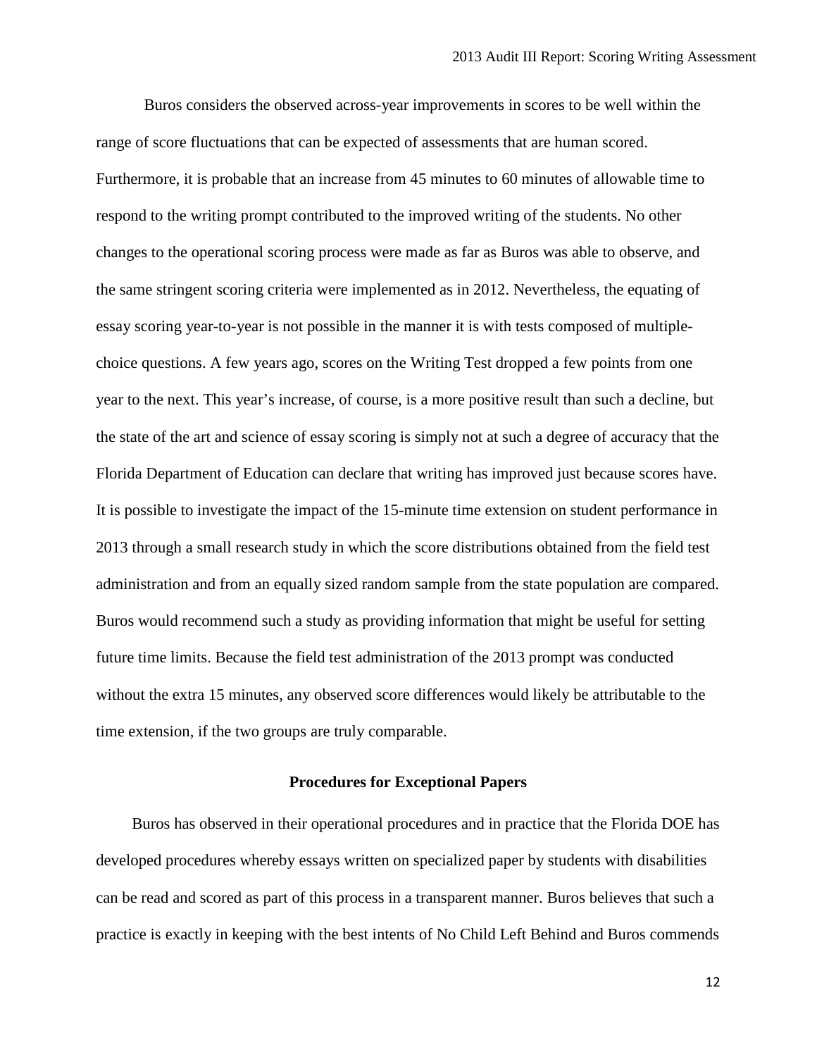Buros considers the observed across-year improvements in scores to be well within the range of score fluctuations that can be expected of assessments that are human scored. Furthermore, it is probable that an increase from 45 minutes to 60 minutes of allowable time to respond to the writing prompt contributed to the improved writing of the students. No other changes to the operational scoring process were made as far as Buros was able to observe, and the same stringent scoring criteria were implemented as in 2012. Nevertheless, the equating of essay scoring year-to-year is not possible in the manner it is with tests composed of multiple-choice questions. A few years ago, scores on the Writing Test dropped a few points from one year to the next. This year's increase, of course, is a more positive result than such a decline, but the state of the art and science of essay scoring is simply not at such a degree of accuracy that the Florida Department of Education can declare that writing has improved just because scores have. It is possible to investigate the impact of the 15-minute time extension on student performance in 2013 through a small research study in which the score distributions obtained from the field test administration and from an equally sized random sample from the state population are compared. Buros would recommend such a study as providing information that might be useful for setting future time limits. Because the field test administration of the 2013 prompt was conducted without the extra 15 minutes, any observed score differences would likely be attributable to the time extension, if the two groups are truly comparable.

## Procedures for Exceptional Papers

Buros has observed in their operational procedures and in practice that the Florida DOE has developed procedures whereby essays written on specialized paper by students with disabilities can be read and scored as part of this process in a transparent manner. Buros believes that such a practice is exactly in keeping with the best intents of No Child Left Behind and Buros commends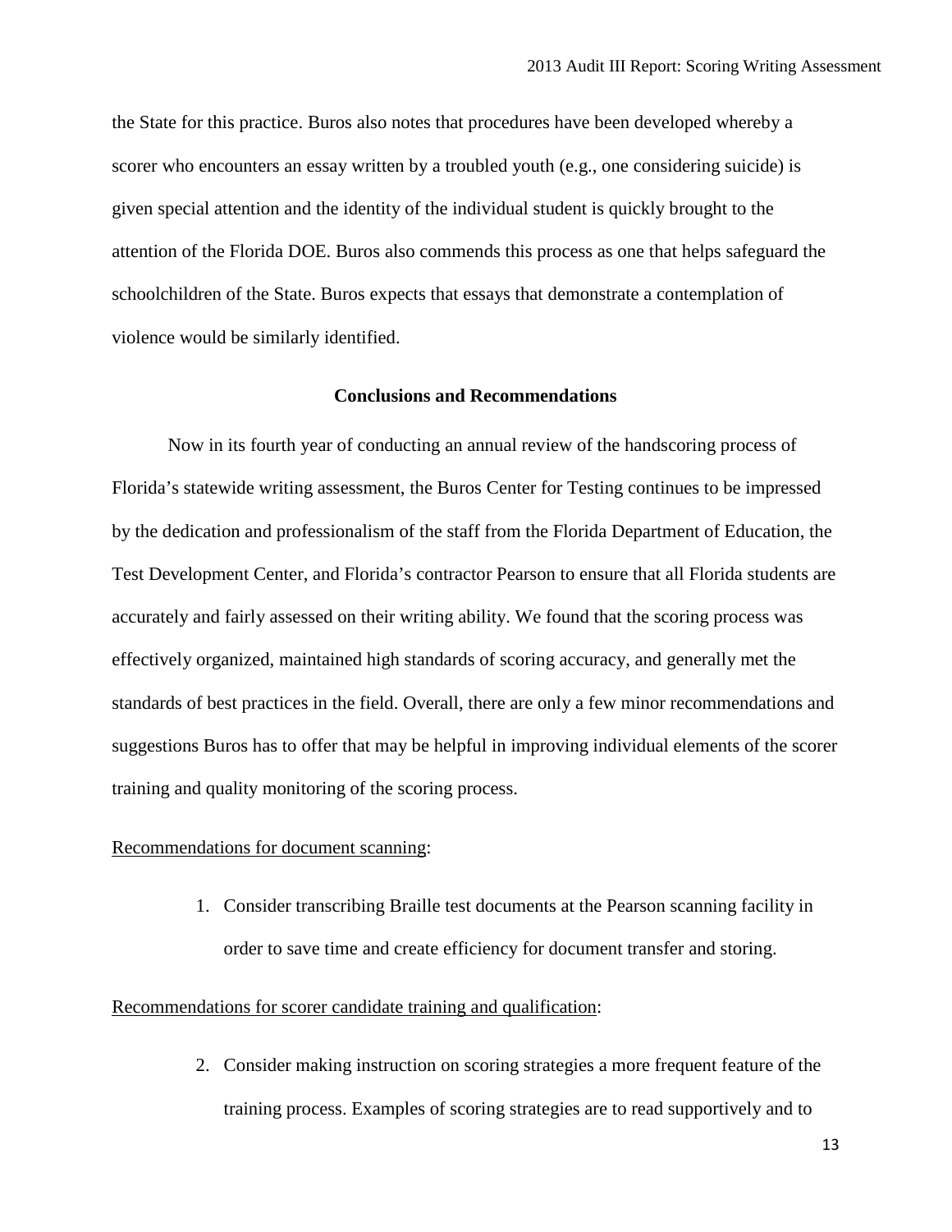the State for this practice. Buros also notes that procedures have been developed whereby a scorer who encounters an essay written by a troubled youth (e.g., one considering suicide) is given special attention and the identity of the individual student is quickly brought to the attention of the Florida DOE. Buros also commends this process as one that helps safeguard the schoolchildren of the State. Buros expects that essays that demonstrate a contemplation of violence would be similarly identified.

## Conclusions and Recommendations

Now in its fourth year of conducting an annual review of the handscoring process of Florida's statewide writing assessment, the Buros Center for Testing continues to be impressed by the dedication and professionalism of the staff from the Florida Department of Education, the Test Development Center, and Florida's contractor Pearson to ensure that all Florida students are accurately and fairly assessed on their writing ability. We found that the scoring process was effectively organized, maintained high standards of scoring accuracy, and generally met the standards of best practices in the field. Overall, there are only a few minor recommendations and suggestions Buros has to offer that may be helpful in improving individual elements of the scorer training and quality monitoring of the scoring process.

<u>Recommendations for document scanning</u>:

1. Consider transcribing Braille test documents at the Pearson scanning facility in order to save time and create efficiency for document transfer and storing.

<u>Recommendations for scorer candidate training and qualification</u>:

2. Consider making instruction on scoring strategies a more frequent feature of the training process. Examples of scoring strategies are to read supportively and to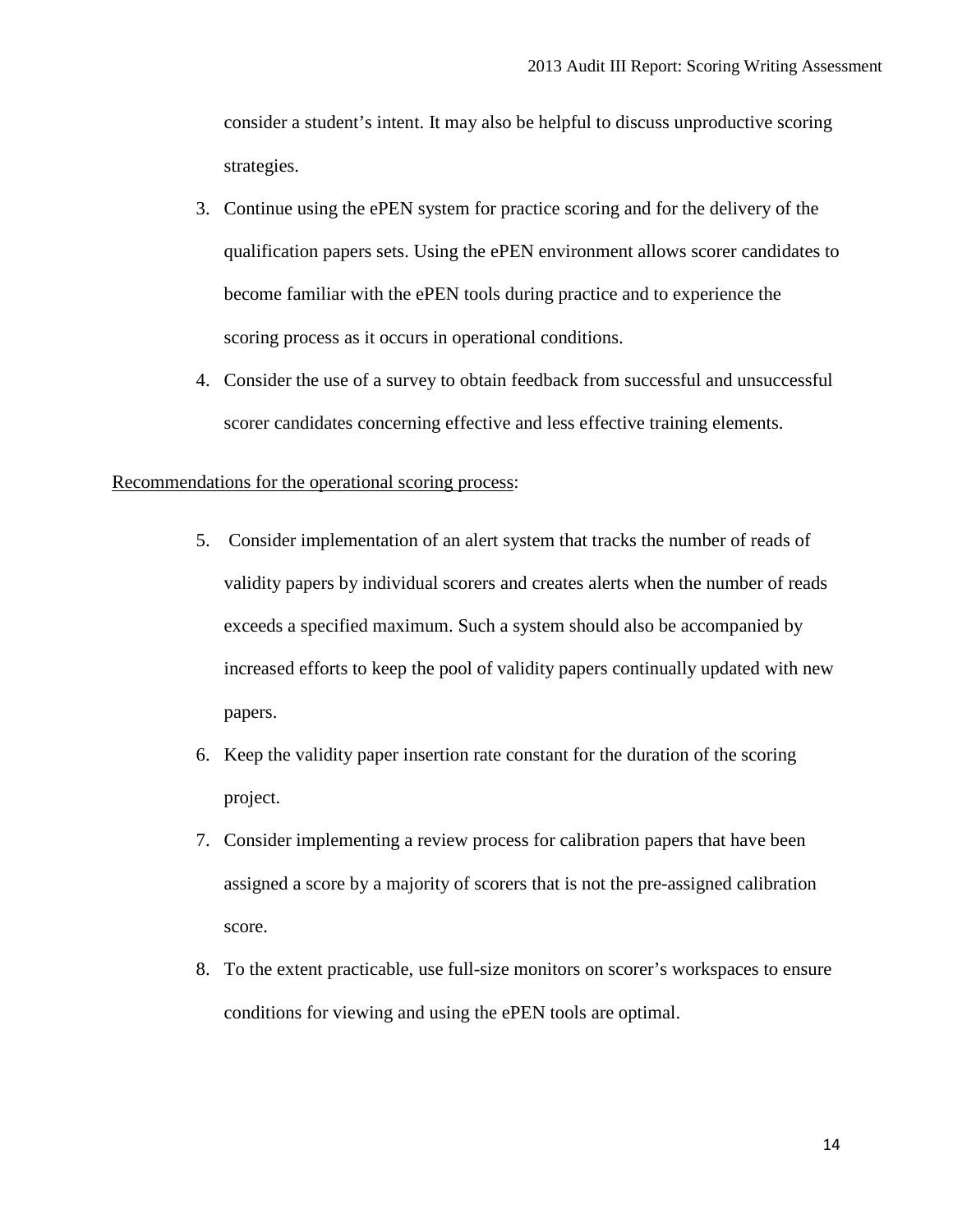consider a student's intent. It may also be helpful to discuss unproductive scoring strategies.

3. Continue using the ePEN system for practice scoring and for the delivery of the qualification papers sets. Using the ePEN environment allows scorer candidates to become familiar with the ePEN tools during practice and to experience the scoring process as it occurs in operational conditions.
4. Consider the use of a survey to obtain feedback from successful and unsuccessful scorer candidates concerning effective and less effective training elements.

Recommendations for the operational scoring process:

5. Consider implementation of an alert system that tracks the number of reads of validity papers by individual scorers and creates alerts when the number of reads exceeds a specified maximum. Such a system should also be accompanied by increased efforts to keep the pool of validity papers continually updated with new papers.
6. Keep the validity paper insertion rate constant for the duration of the scoring project.
7. Consider implementing a review process for calibration papers that have been assigned a score by a majority of scorers that is not the pre-assigned calibration score.
8. To the extent practicable, use full-size monitors on scorer's workspaces to ensure conditions for viewing and using the ePEN tools are optimal.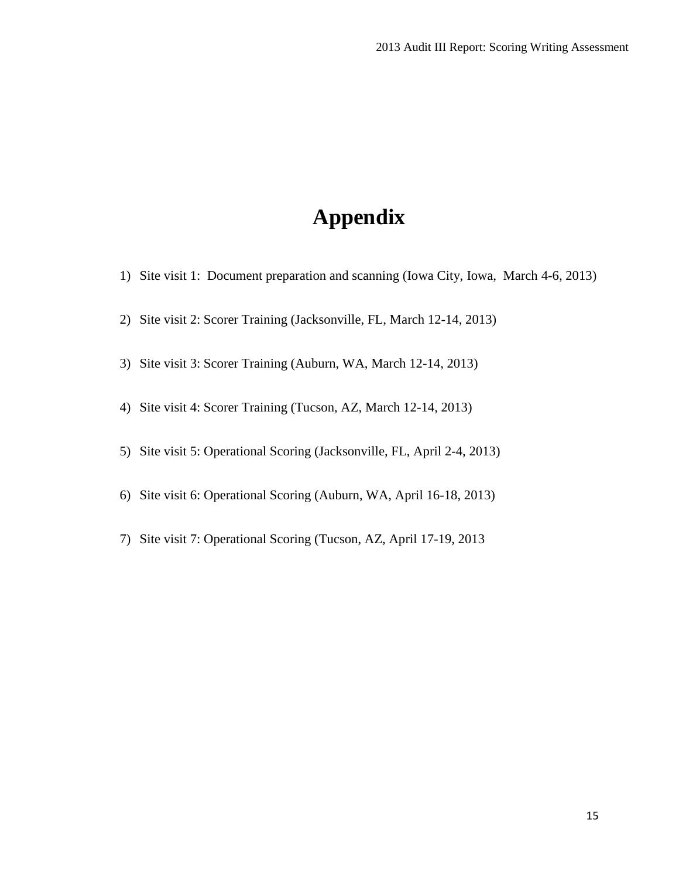# Appendix

1) Site visit 1: Document preparation and scanning (Iowa City, Iowa, March 4-6, 2013)

2) Site visit 2: Scorer Training (Jacksonville, FL, March 12-14, 2013)

3) Site visit 3: Scorer Training (Auburn, WA, March 12-14, 2013)

4) Site visit 4: Scorer Training (Tucson, AZ, March 12-14, 2013)

5) Site visit 5: Operational Scoring (Jacksonville, FL, April 2-4, 2013)

6) Site visit 6: Operational Scoring (Auburn, WA, April 16-18, 2013)

7) Site visit 7: Operational Scoring (Tucson, AZ, April 17-19, 2013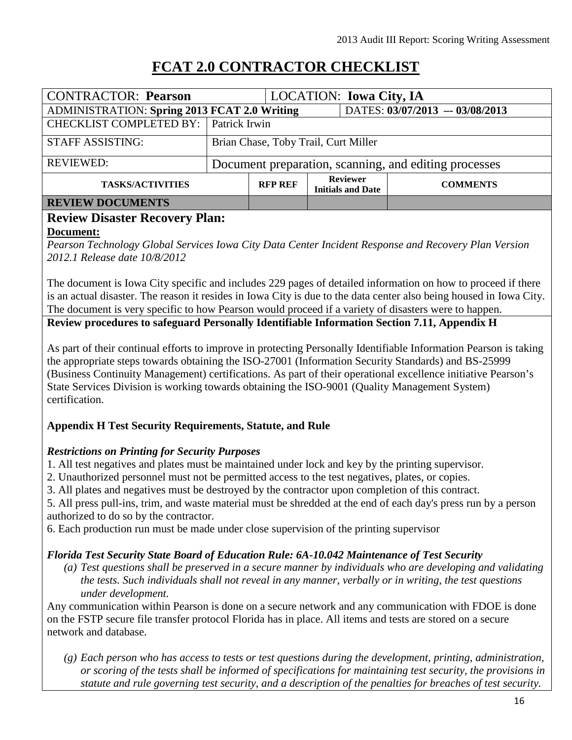# FCAT 2.0 CONTRACTOR CHECKLIST

| CONTRACTOR: **Pearson** | | LOCATION: **Iowa City, IA** | |
|---|---|---|---|
| ADMINISTRATION: **Spring 2013 FCAT 2.0 Writing** | | DATES: **03/07/2013 –- 03/08/2013** | |
| CHECKLIST COMPLETED BY: | Patrick Irwin | | |
| STAFF ASSISTING: | Brian Chase, Toby Trail, Curt Miller | | |
| REVIEWED: | Document preparation, scanning, and editing processes | | |

| TASKS/ACTIVITIES | RFP REF | Reviewer Initials and Date | COMMENTS |
|---|---|---|---|
| **REVIEW DOCUMENTS** | | | |

## Review Disaster Recovery Plan:

**Document:**

*Pearson Technology Global Services Iowa City Data Center Incident Response and Recovery Plan Version 2012.1 Release date 10/8/2012*

The document is Iowa City specific and includes 229 pages of detailed information on how to proceed if there is an actual disaster. The reason it resides in Iowa City is due to the data center also being housed in Iowa City. The document is very specific to how Pearson would proceed if a variety of disasters were to happen.

**Review procedures to safeguard Personally Identifiable Information Section 7.11, Appendix H**

As part of their continual efforts to improve in protecting Personally Identifiable Information Pearson is taking the appropriate steps towards obtaining the ISO-27001 (Information Security Standards) and BS-25999 (Business Continuity Management) certifications. As part of their operational excellence initiative Pearson's State Services Division is working towards obtaining the ISO-9001 (Quality Management System) certification.

**Appendix H Test Security Requirements, Statute, and Rule**

***Restrictions on Printing for Security Purposes***

1. All test negatives and plates must be maintained under lock and key by the printing supervisor.
2. Unauthorized personnel must not be permitted access to the test negatives, plates, or copies.
3. All plates and negatives must be destroyed by the contractor upon completion of this contract.
5. All press pull-ins, trim, and waste material must be shredded at the end of each day's press run by a person authorized to do so by the contractor.
6. Each production run must be made under close supervision of the printing supervisor

***Florida Test Security State Board of Education Rule: 6A-10.042 Maintenance of Test Security***

*(a) Test questions shall be preserved in a secure manner by individuals who are developing and validating the tests. Such individuals shall not reveal in any manner, verbally or in writing, the test questions under development.*

Any communication within Pearson is done on a secure network and any communication with FDOE is done on the FSTP secure file transfer protocol Florida has in place. All items and tests are stored on a secure network and database.

*(g) Each person who has access to tests or test questions during the development, printing, administration, or scoring of the tests shall be informed of specifications for maintaining test security, the provisions in statute and rule governing test security, and a description of the penalties for breaches of test security.*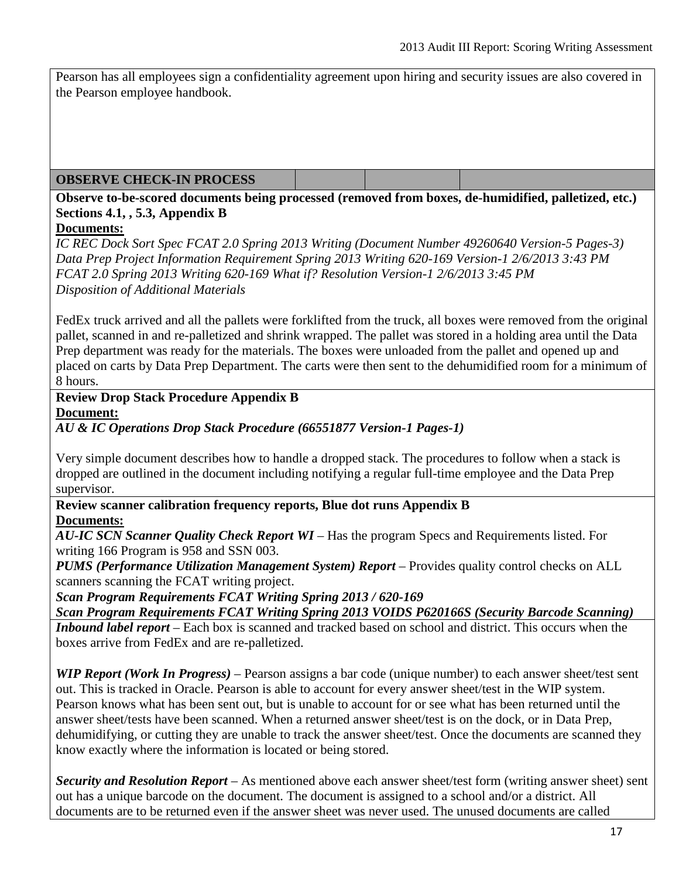Pearson has all employees sign a confidentiality agreement upon hiring and security issues are also covered in the Pearson employee handbook.

| OBSERVE CHECK-IN PROCESS | | | |
|---|---|---|---|

**Observe to-be-scored documents being processed (removed from boxes, de-humidified, palletized, etc.) Sections 4.1, , 5.3, Appendix B**

**Documents:**

*IC REC Dock Sort Spec FCAT 2.0 Spring 2013 Writing (Document Number 49260640 Version-5 Pages-3)*
*Data Prep Project Information Requirement Spring 2013 Writing 620-169 Version-1 2/6/2013 3:43 PM*
*FCAT 2.0 Spring 2013 Writing 620-169 What if? Resolution Version-1 2/6/2013 3:45 PM*
*Disposition of Additional Materials*

FedEx truck arrived and all the pallets were forklifted from the truck, all boxes were removed from the original pallet, scanned in and re-palletized and shrink wrapped. The pallet was stored in a holding area until the Data Prep department was ready for the materials. The boxes were unloaded from the pallet and opened up and placed on carts by Data Prep Department. The carts were then sent to the dehumidified room for a minimum of 8 hours.

**Review Drop Stack Procedure Appendix B**

**Document:**

***AU & IC Operations Drop Stack Procedure (66551877 Version-1 Pages-1)***

Very simple document describes how to handle a dropped stack. The procedures to follow when a stack is dropped are outlined in the document including notifying a regular full-time employee and the Data Prep supervisor.

**Review scanner calibration frequency reports, Blue dot runs Appendix B**

**Documents:**

***AU-IC SCN Scanner Quality Check Report WI*** – Has the program Specs and Requirements listed. For writing 166 Program is 958 and SSN 003.

***PUMS (Performance Utilization Management System) Report*** – Provides quality control checks on ALL scanners scanning the FCAT writing project.

***Scan Program Requirements FCAT Writing Spring 2013 / 620-169***

***Scan Program Requirements FCAT Writing Spring 2013 VOIDS P620166S (Security Barcode Scanning)***

***Inbound label report*** – Each box is scanned and tracked based on school and district. This occurs when the boxes arrive from FedEx and are re-palletized.

***WIP Report (Work In Progress)*** – Pearson assigns a bar code (unique number) to each answer sheet/test sent out. This is tracked in Oracle. Pearson is able to account for every answer sheet/test in the WIP system. Pearson knows what has been sent out, but is unable to account for or see what has been returned until the answer sheet/tests have been scanned. When a returned answer sheet/test is on the dock, or in Data Prep, dehumidifying, or cutting they are unable to track the answer sheet/test. Once the documents are scanned they know exactly where the information is located or being stored.

***Security and Resolution Report*** – As mentioned above each answer sheet/test form (writing answer sheet) sent out has a unique barcode on the document. The document is assigned to a school and/or a district. All documents are to be returned even if the answer sheet was never used. The unused documents are called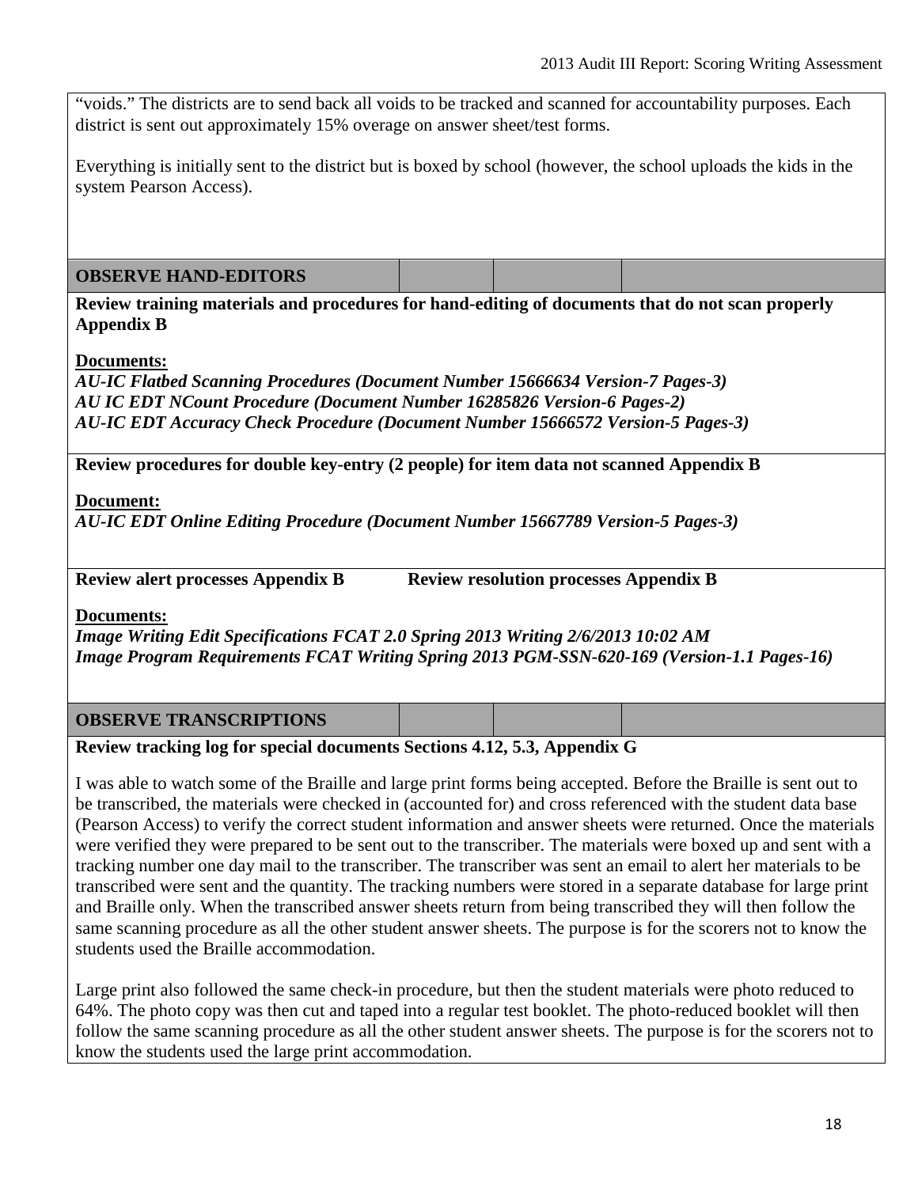"voids." The districts are to send back all voids to be tracked and scanned for accountability purposes. Each district is sent out approximately 15% overage on answer sheet/test forms.

Everything is initially sent to the district but is boxed by school (however, the school uploads the kids in the system Pearson Access).

| **OBSERVE HAND-EDITORS** | | | |
|---|---|---|---|

**Review training materials and procedures for hand-editing of documents that do not scan properly Appendix B**

**Documents:**

***AU-IC Flatbed Scanning Procedures (Document Number 15666634 Version-7 Pages-3)***
***AU IC EDT NCount Procedure (Document Number 16285826 Version-6 Pages-2)***
***AU-IC EDT Accuracy Check Procedure (Document Number 15666572 Version-5 Pages-3)***

**Review procedures for double key-entry (2 people) for item data not scanned Appendix B**

**Document:**

***AU-IC EDT Online Editing Procedure (Document Number 15667789 Version-5 Pages-3)***

**Review alert processes Appendix B** **Review resolution processes Appendix B**

**Documents:**

***Image Writing Edit Specifications FCAT 2.0 Spring 2013 Writing 2/6/2013 10:02 AM***
***Image Program Requirements FCAT Writing Spring 2013 PGM-SSN-620-169 (Version-1.1 Pages-16)***

| **OBSERVE TRANSCRIPTIONS** | | | |
|---|---|---|---|

**Review tracking log for special documents Sections 4.12, 5.3, Appendix G**

I was able to watch some of the Braille and large print forms being accepted. Before the Braille is sent out to be transcribed, the materials were checked in (accounted for) and cross referenced with the student data base (Pearson Access) to verify the correct student information and answer sheets were returned. Once the materials were verified they were prepared to be sent out to the transcriber. The materials were boxed up and sent with a tracking number one day mail to the transcriber. The transcriber was sent an email to alert her materials to be transcribed were sent and the quantity. The tracking numbers were stored in a separate database for large print and Braille only. When the transcribed answer sheets return from being transcribed they will then follow the same scanning procedure as all the other student answer sheets. The purpose is for the scorers not to know the students used the Braille accommodation.

Large print also followed the same check-in procedure, but then the student materials were photo reduced to 64%. The photo copy was then cut and taped into a regular test booklet. The photo-reduced booklet will then follow the same scanning procedure as all the other student answer sheets. The purpose is for the scorers not to know the students used the large print accommodation.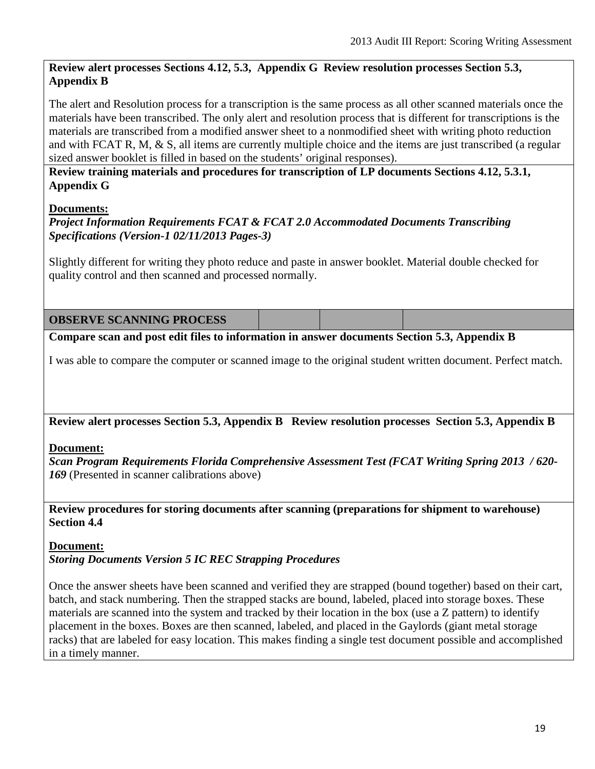**Review alert processes Sections 4.12, 5.3, Appendix G Review resolution processes Section 5.3, Appendix B**

The alert and Resolution process for a transcription is the same process as all other scanned materials once the materials have been transcribed. The only alert and resolution process that is different for transcriptions is the materials are transcribed from a modified answer sheet to a nonmodified sheet with writing photo reduction and with FCAT R, M, & S, all items are currently multiple choice and the items are just transcribed (a regular sized answer booklet is filled in based on the students' original responses).

**Review training materials and procedures for transcription of LP documents Sections 4.12, 5.3.1, Appendix G**

**Documents:**

***Project Information Requirements FCAT & FCAT 2.0 Accommodated Documents Transcribing Specifications (Version-1 02/11/2013 Pages-3)***

Slightly different for writing they photo reduce and paste in answer booklet. Material double checked for quality control and then scanned and processed normally.

## OBSERVE SCANNING PROCESS

**Compare scan and post edit files to information in answer documents Section 5.3, Appendix B**

I was able to compare the computer or scanned image to the original student written document. Perfect match.

**Review alert processes Section 5.3, Appendix B Review resolution processes Section 5.3, Appendix B**

**Document:**

***Scan Program Requirements Florida Comprehensive Assessment Test (FCAT Writing Spring 2013 / 620-169*** (Presented in scanner calibrations above)

**Review procedures for storing documents after scanning (preparations for shipment to warehouse) Section 4.4**

**Document:**

***Storing Documents Version 5 IC REC Strapping Procedures***

Once the answer sheets have been scanned and verified they are strapped (bound together) based on their cart, batch, and stack numbering. Then the strapped stacks are bound, labeled, placed into storage boxes. These materials are scanned into the system and tracked by their location in the box (use a Z pattern) to identify placement in the boxes. Boxes are then scanned, labeled, and placed in the Gaylords (giant metal storage racks) that are labeled for easy location. This makes finding a single test document possible and accomplished in a timely manner.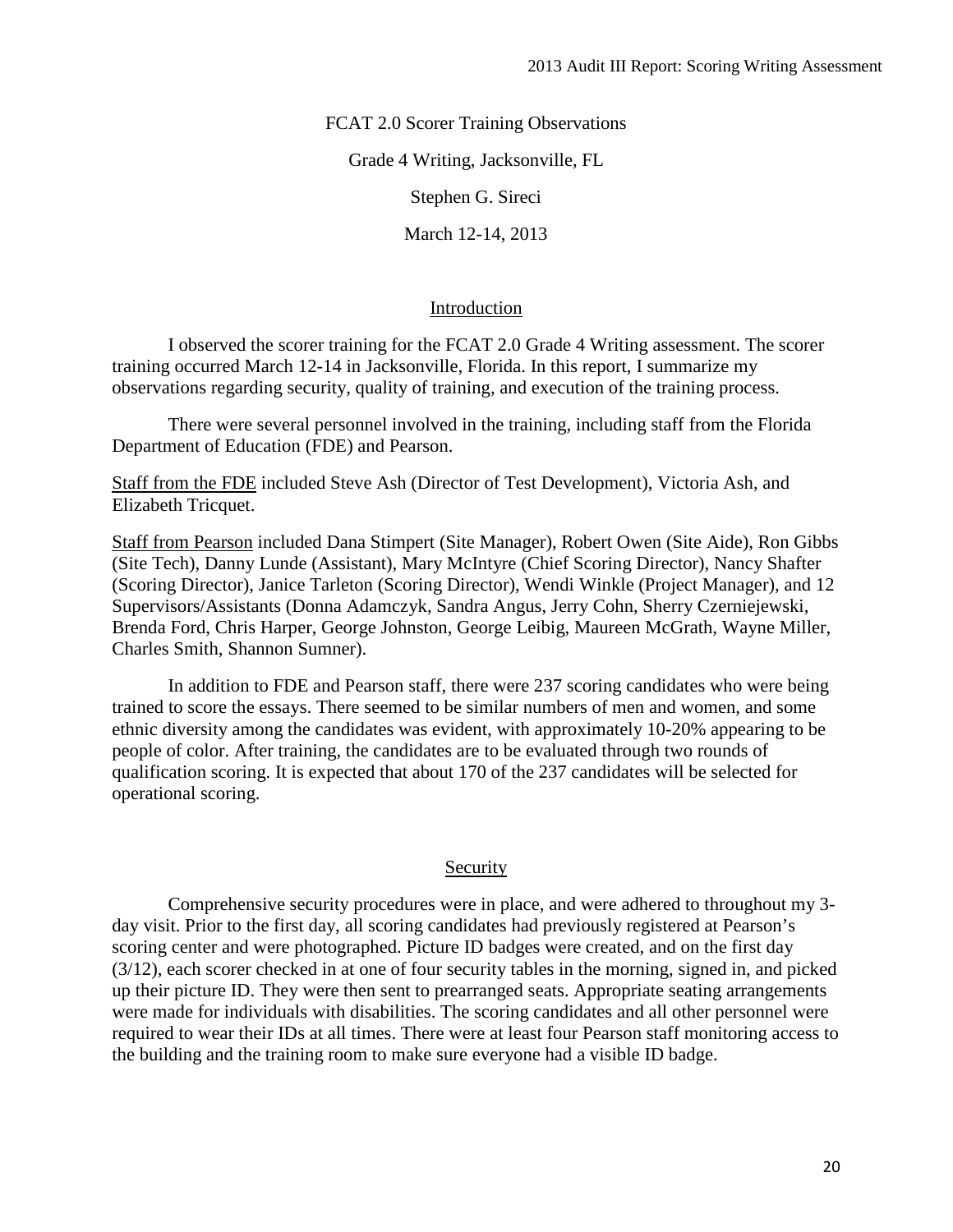FCAT 2.0 Scorer Training Observations

Grade 4 Writing, Jacksonville, FL

Stephen G. Sireci

March 12-14, 2013

## Introduction

I observed the scorer training for the FCAT 2.0 Grade 4 Writing assessment. The scorer training occurred March 12-14 in Jacksonville, Florida. In this report, I summarize my observations regarding security, quality of training, and execution of the training process.

There were several personnel involved in the training, including staff from the Florida Department of Education (FDE) and Pearson.

Staff from the FDE included Steve Ash (Director of Test Development), Victoria Ash, and Elizabeth Tricquet.

Staff from Pearson included Dana Stimpert (Site Manager), Robert Owen (Site Aide), Ron Gibbs (Site Tech), Danny Lunde (Assistant), Mary McIntyre (Chief Scoring Director), Nancy Shafter (Scoring Director), Janice Tarleton (Scoring Director), Wendi Winkle (Project Manager), and 12 Supervisors/Assistants (Donna Adamczyk, Sandra Angus, Jerry Cohn, Sherry Czerniejewski, Brenda Ford, Chris Harper, George Johnston, George Leibig, Maureen McGrath, Wayne Miller, Charles Smith, Shannon Sumner).

In addition to FDE and Pearson staff, there were 237 scoring candidates who were being trained to score the essays. There seemed to be similar numbers of men and women, and some ethnic diversity among the candidates was evident, with approximately 10-20% appearing to be people of color. After training, the candidates are to be evaluated through two rounds of qualification scoring. It is expected that about 170 of the 237 candidates will be selected for operational scoring.

## Security

Comprehensive security procedures were in place, and were adhered to throughout my 3-day visit. Prior to the first day, all scoring candidates had previously registered at Pearson's scoring center and were photographed. Picture ID badges were created, and on the first day (3/12), each scorer checked in at one of four security tables in the morning, signed in, and picked up their picture ID. They were then sent to prearranged seats. Appropriate seating arrangements were made for individuals with disabilities. The scoring candidates and all other personnel were required to wear their IDs at all times. There were at least four Pearson staff monitoring access to the building and the training room to make sure everyone had a visible ID badge.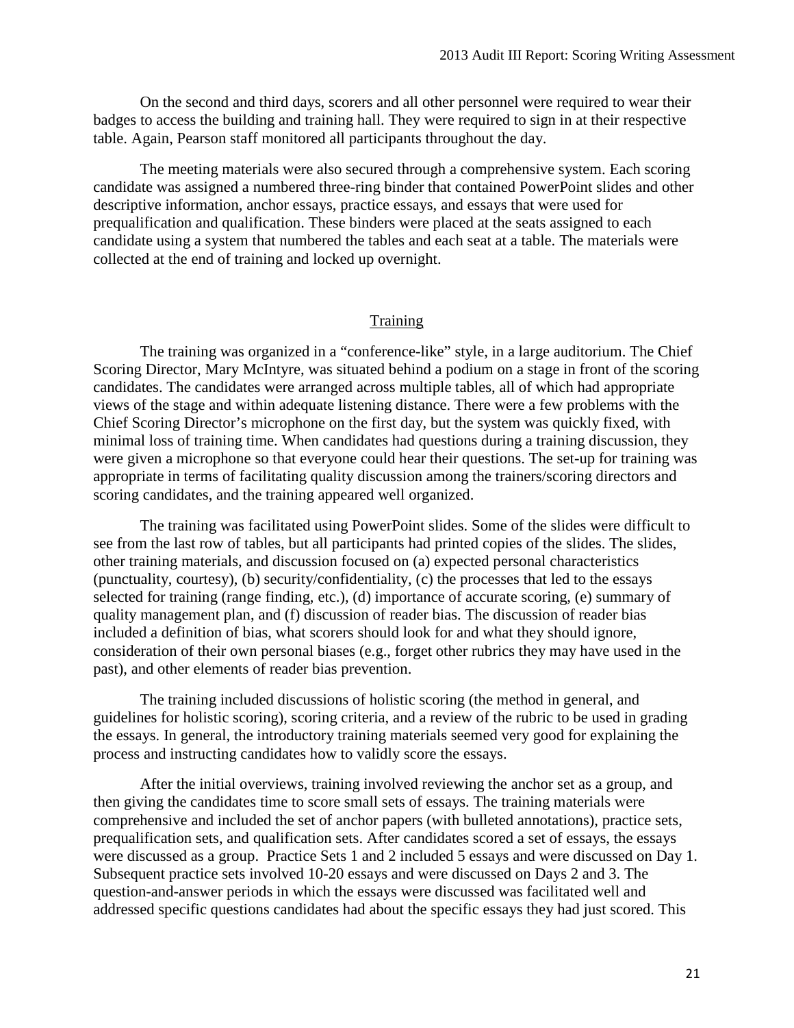On the second and third days, scorers and all other personnel were required to wear their badges to access the building and training hall. They were required to sign in at their respective table. Again, Pearson staff monitored all participants throughout the day.

The meeting materials were also secured through a comprehensive system. Each scoring candidate was assigned a numbered three-ring binder that contained PowerPoint slides and other descriptive information, anchor essays, practice essays, and essays that were used for prequalification and qualification. These binders were placed at the seats assigned to each candidate using a system that numbered the tables and each seat at a table. The materials were collected at the end of training and locked up overnight.

## Training

The training was organized in a "conference-like" style, in a large auditorium. The Chief Scoring Director, Mary McIntyre, was situated behind a podium on a stage in front of the scoring candidates. The candidates were arranged across multiple tables, all of which had appropriate views of the stage and within adequate listening distance. There were a few problems with the Chief Scoring Director's microphone on the first day, but the system was quickly fixed, with minimal loss of training time. When candidates had questions during a training discussion, they were given a microphone so that everyone could hear their questions. The set-up for training was appropriate in terms of facilitating quality discussion among the trainers/scoring directors and scoring candidates, and the training appeared well organized.

The training was facilitated using PowerPoint slides. Some of the slides were difficult to see from the last row of tables, but all participants had printed copies of the slides. The slides, other training materials, and discussion focused on (a) expected personal characteristics (punctuality, courtesy), (b) security/confidentiality, (c) the processes that led to the essays selected for training (range finding, etc.), (d) importance of accurate scoring, (e) summary of quality management plan, and (f) discussion of reader bias. The discussion of reader bias included a definition of bias, what scorers should look for and what they should ignore, consideration of their own personal biases (e.g., forget other rubrics they may have used in the past), and other elements of reader bias prevention.

The training included discussions of holistic scoring (the method in general, and guidelines for holistic scoring), scoring criteria, and a review of the rubric to be used in grading the essays. In general, the introductory training materials seemed very good for explaining the process and instructing candidates how to validly score the essays.

After the initial overviews, training involved reviewing the anchor set as a group, and then giving the candidates time to score small sets of essays. The training materials were comprehensive and included the set of anchor papers (with bulleted annotations), practice sets, prequalification sets, and qualification sets. After candidates scored a set of essays, the essays were discussed as a group. Practice Sets 1 and 2 included 5 essays and were discussed on Day 1. Subsequent practice sets involved 10-20 essays and were discussed on Days 2 and 3. The question-and-answer periods in which the essays were discussed was facilitated well and addressed specific questions candidates had about the specific essays they had just scored. This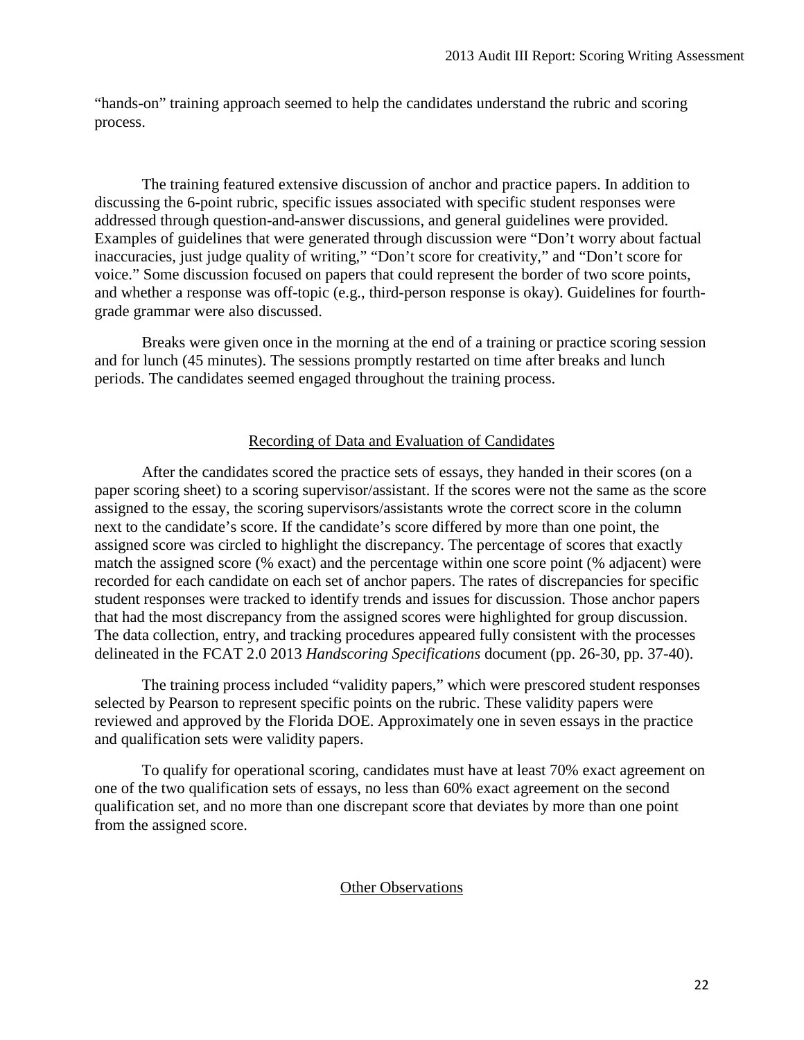"hands-on" training approach seemed to help the candidates understand the rubric and scoring process.

The training featured extensive discussion of anchor and practice papers. In addition to discussing the 6-point rubric, specific issues associated with specific student responses were addressed through question-and-answer discussions, and general guidelines were provided. Examples of guidelines that were generated through discussion were "Don't worry about factual inaccuracies, just judge quality of writing," "Don't score for creativity," and "Don't score for voice." Some discussion focused on papers that could represent the border of two score points, and whether a response was off-topic (e.g., third-person response is okay). Guidelines for fourth-grade grammar were also discussed.

Breaks were given once in the morning at the end of a training or practice scoring session and for lunch (45 minutes). The sessions promptly restarted on time after breaks and lunch periods. The candidates seemed engaged throughout the training process.

## Recording of Data and Evaluation of Candidates

After the candidates scored the practice sets of essays, they handed in their scores (on a paper scoring sheet) to a scoring supervisor/assistant. If the scores were not the same as the score assigned to the essay, the scoring supervisors/assistants wrote the correct score in the column next to the candidate's score. If the candidate's score differed by more than one point, the assigned score was circled to highlight the discrepancy. The percentage of scores that exactly match the assigned score (% exact) and the percentage within one score point (% adjacent) were recorded for each candidate on each set of anchor papers. The rates of discrepancies for specific student responses were tracked to identify trends and issues for discussion. Those anchor papers that had the most discrepancy from the assigned scores were highlighted for group discussion. The data collection, entry, and tracking procedures appeared fully consistent with the processes delineated in the FCAT 2.0 2013 *Handscoring Specifications* document (pp. 26-30, pp. 37-40).

The training process included "validity papers," which were prescored student responses selected by Pearson to represent specific points on the rubric. These validity papers were reviewed and approved by the Florida DOE. Approximately one in seven essays in the practice and qualification sets were validity papers.

To qualify for operational scoring, candidates must have at least 70% exact agreement on one of the two qualification sets of essays, no less than 60% exact agreement on the second qualification set, and no more than one discrepant score that deviates by more than one point from the assigned score.

## Other Observations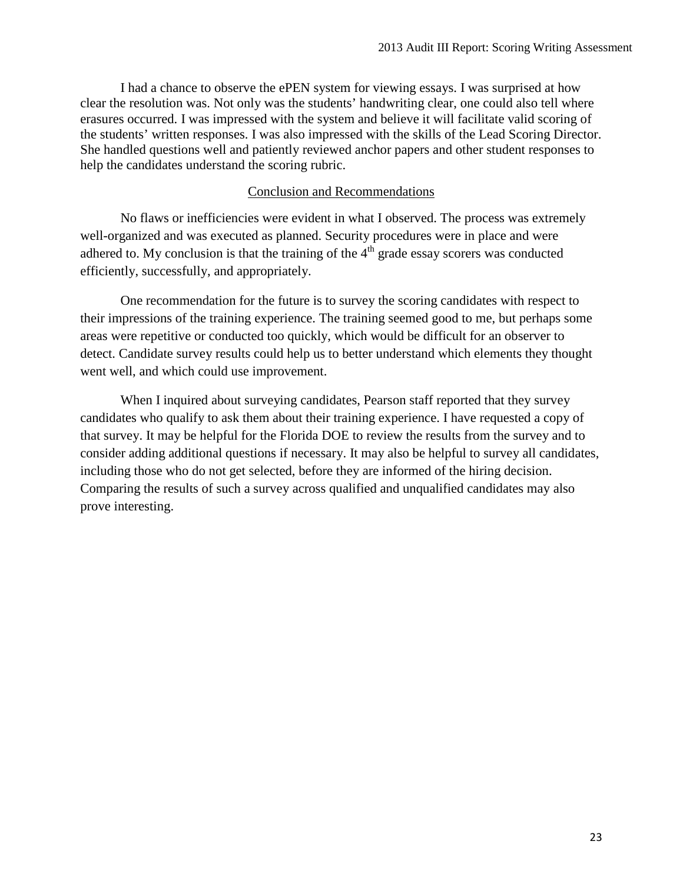I had a chance to observe the ePEN system for viewing essays. I was surprised at how clear the resolution was. Not only was the students' handwriting clear, one could also tell where erasures occurred. I was impressed with the system and believe it will facilitate valid scoring of the students' written responses. I was also impressed with the skills of the Lead Scoring Director. She handled questions well and patiently reviewed anchor papers and other student responses to help the candidates understand the scoring rubric.

## Conclusion and Recommendations

No flaws or inefficiencies were evident in what I observed. The process was extremely well-organized and was executed as planned. Security procedures were in place and were adhered to. My conclusion is that the training of the $4^{th}$ grade essay scorers was conducted efficiently, successfully, and appropriately.

One recommendation for the future is to survey the scoring candidates with respect to their impressions of the training experience. The training seemed good to me, but perhaps some areas were repetitive or conducted too quickly, which would be difficult for an observer to detect. Candidate survey results could help us to better understand which elements they thought went well, and which could use improvement.

When I inquired about surveying candidates, Pearson staff reported that they survey candidates who qualify to ask them about their training experience. I have requested a copy of that survey. It may be helpful for the Florida DOE to review the results from the survey and to consider adding additional questions if necessary. It may also be helpful to survey all candidates, including those who do not get selected, before they are informed of the hiring decision. Comparing the results of such a survey across qualified and unqualified candidates may also prove interesting.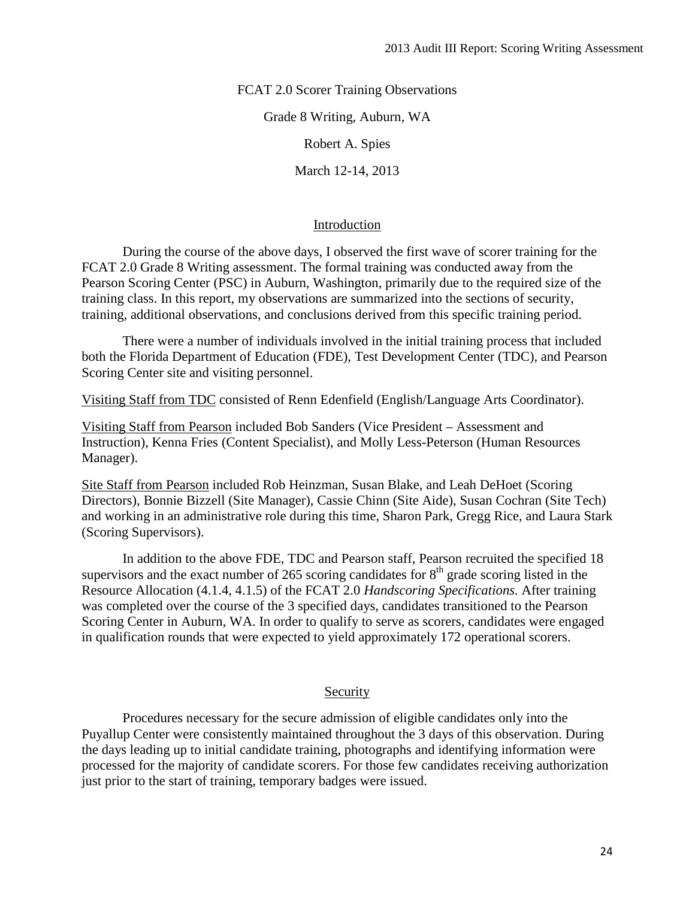FCAT 2.0 Scorer Training Observations

Grade 8 Writing, Auburn, WA

Robert A. Spies

March 12-14, 2013

## Introduction

During the course of the above days, I observed the first wave of scorer training for the FCAT 2.0 Grade 8 Writing assessment. The formal training was conducted away from the Pearson Scoring Center (PSC) in Auburn, Washington, primarily due to the required size of the training class. In this report, my observations are summarized into the sections of security, training, additional observations, and conclusions derived from this specific training period.

There were a number of individuals involved in the initial training process that included both the Florida Department of Education (FDE), Test Development Center (TDC), and Pearson Scoring Center site and visiting personnel.

<u>Visiting Staff from TDC</u> consisted of Renn Edenfield (English/Language Arts Coordinator).

<u>Visiting Staff from Pearson</u> included Bob Sanders (Vice President – Assessment and Instruction), Kenna Fries (Content Specialist), and Molly Less-Peterson (Human Resources Manager).

<u>Site Staff from Pearson</u> included Rob Heinzman, Susan Blake, and Leah DeHoet (Scoring Directors), Bonnie Bizzell (Site Manager), Cassie Chinn (Site Aide), Susan Cochran (Site Tech) and working in an administrative role during this time, Sharon Park, Gregg Rice, and Laura Stark (Scoring Supervisors).

In addition to the above FDE, TDC and Pearson staff, Pearson recruited the specified 18 supervisors and the exact number of 265 scoring candidates for 8th grade scoring listed in the Resource Allocation (4.1.4, 4.1.5) of the FCAT 2.0 *Handscoring Specifications.* After training was completed over the course of the 3 specified days, candidates transitioned to the Pearson Scoring Center in Auburn, WA. In order to qualify to serve as scorers, candidates were engaged in qualification rounds that were expected to yield approximately 172 operational scorers.

## Security

Procedures necessary for the secure admission of eligible candidates only into the Puyallup Center were consistently maintained throughout the 3 days of this observation. During the days leading up to initial candidate training, photographs and identifying information were processed for the majority of candidate scorers. For those few candidates receiving authorization just prior to the start of training, temporary badges were issued.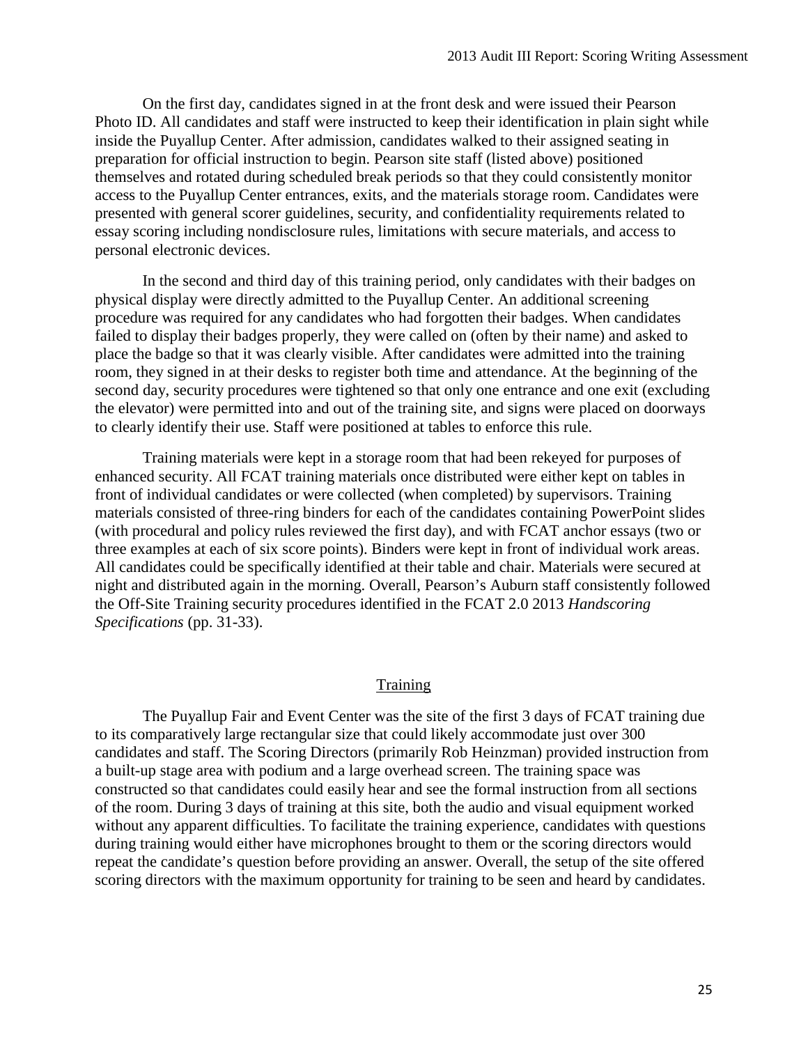On the first day, candidates signed in at the front desk and were issued their Pearson Photo ID. All candidates and staff were instructed to keep their identification in plain sight while inside the Puyallup Center. After admission, candidates walked to their assigned seating in preparation for official instruction to begin. Pearson site staff (listed above) positioned themselves and rotated during scheduled break periods so that they could consistently monitor access to the Puyallup Center entrances, exits, and the materials storage room. Candidates were presented with general scorer guidelines, security, and confidentiality requirements related to essay scoring including nondisclosure rules, limitations with secure materials, and access to personal electronic devices.

In the second and third day of this training period, only candidates with their badges on physical display were directly admitted to the Puyallup Center. An additional screening procedure was required for any candidates who had forgotten their badges. When candidates failed to display their badges properly, they were called on (often by their name) and asked to place the badge so that it was clearly visible. After candidates were admitted into the training room, they signed in at their desks to register both time and attendance. At the beginning of the second day, security procedures were tightened so that only one entrance and one exit (excluding the elevator) were permitted into and out of the training site, and signs were placed on doorways to clearly identify their use. Staff were positioned at tables to enforce this rule.

Training materials were kept in a storage room that had been rekeyed for purposes of enhanced security. All FCAT training materials once distributed were either kept on tables in front of individual candidates or were collected (when completed) by supervisors. Training materials consisted of three-ring binders for each of the candidates containing PowerPoint slides (with procedural and policy rules reviewed the first day), and with FCAT anchor essays (two or three examples at each of six score points). Binders were kept in front of individual work areas. All candidates could be specifically identified at their table and chair. Materials were secured at night and distributed again in the morning. Overall, Pearson's Auburn staff consistently followed the Off-Site Training security procedures identified in the FCAT 2.0 2013 *Handscoring Specifications* (pp. 31-33).

## Training

The Puyallup Fair and Event Center was the site of the first 3 days of FCAT training due to its comparatively large rectangular size that could likely accommodate just over 300 candidates and staff. The Scoring Directors (primarily Rob Heinzman) provided instruction from a built-up stage area with podium and a large overhead screen. The training space was constructed so that candidates could easily hear and see the formal instruction from all sections of the room. During 3 days of training at this site, both the audio and visual equipment worked without any apparent difficulties. To facilitate the training experience, candidates with questions during training would either have microphones brought to them or the scoring directors would repeat the candidate's question before providing an answer. Overall, the setup of the site offered scoring directors with the maximum opportunity for training to be seen and heard by candidates.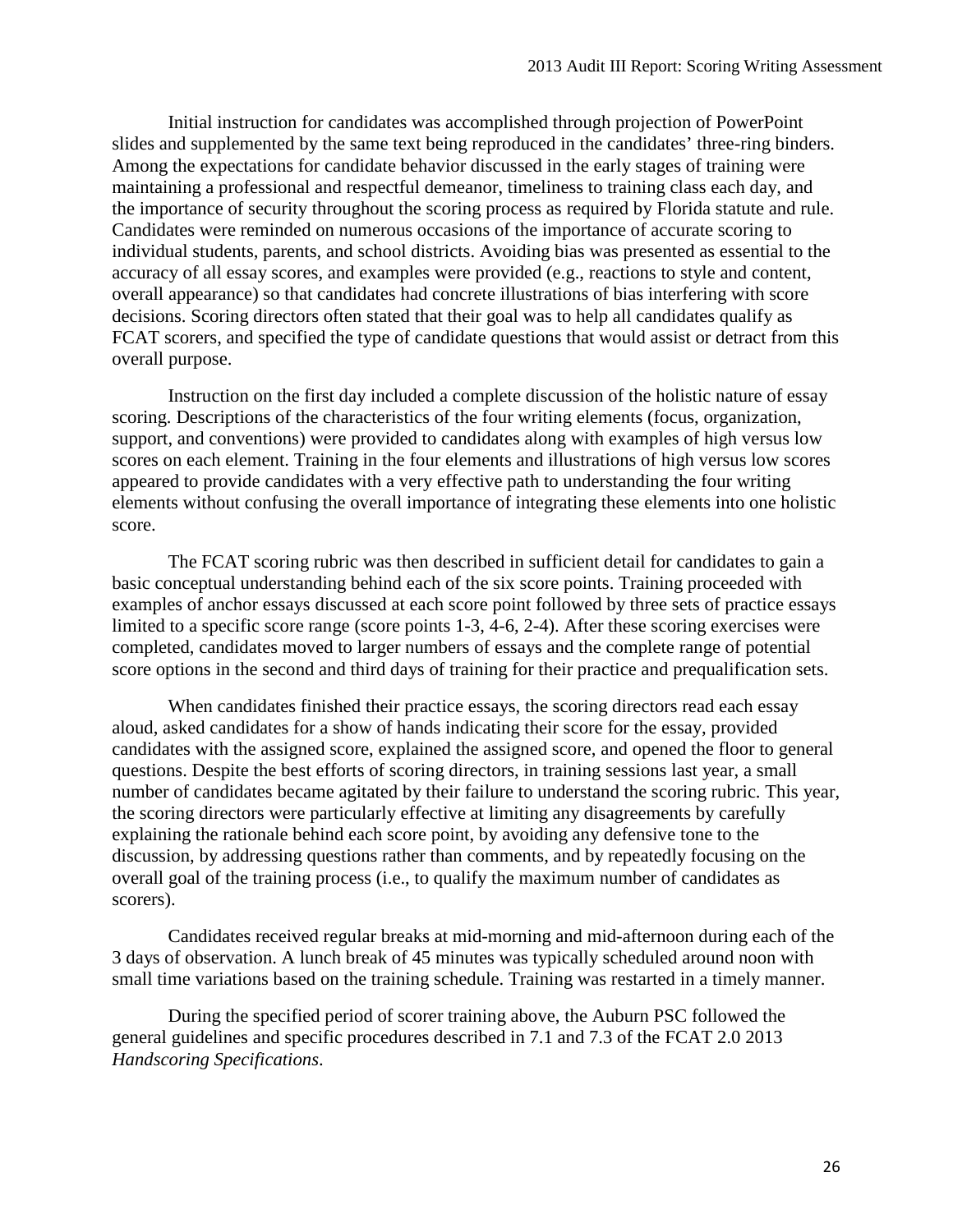Initial instruction for candidates was accomplished through projection of PowerPoint slides and supplemented by the same text being reproduced in the candidates' three-ring binders. Among the expectations for candidate behavior discussed in the early stages of training were maintaining a professional and respectful demeanor, timeliness to training class each day, and the importance of security throughout the scoring process as required by Florida statute and rule. Candidates were reminded on numerous occasions of the importance of accurate scoring to individual students, parents, and school districts. Avoiding bias was presented as essential to the accuracy of all essay scores, and examples were provided (e.g., reactions to style and content, overall appearance) so that candidates had concrete illustrations of bias interfering with score decisions. Scoring directors often stated that their goal was to help all candidates qualify as FCAT scorers, and specified the type of candidate questions that would assist or detract from this overall purpose.

Instruction on the first day included a complete discussion of the holistic nature of essay scoring. Descriptions of the characteristics of the four writing elements (focus, organization, support, and conventions) were provided to candidates along with examples of high versus low scores on each element. Training in the four elements and illustrations of high versus low scores appeared to provide candidates with a very effective path to understanding the four writing elements without confusing the overall importance of integrating these elements into one holistic score.

The FCAT scoring rubric was then described in sufficient detail for candidates to gain a basic conceptual understanding behind each of the six score points. Training proceeded with examples of anchor essays discussed at each score point followed by three sets of practice essays limited to a specific score range (score points 1-3, 4-6, 2-4). After these scoring exercises were completed, candidates moved to larger numbers of essays and the complete range of potential score options in the second and third days of training for their practice and prequalification sets.

When candidates finished their practice essays, the scoring directors read each essay aloud, asked candidates for a show of hands indicating their score for the essay, provided candidates with the assigned score, explained the assigned score, and opened the floor to general questions. Despite the best efforts of scoring directors, in training sessions last year, a small number of candidates became agitated by their failure to understand the scoring rubric. This year, the scoring directors were particularly effective at limiting any disagreements by carefully explaining the rationale behind each score point, by avoiding any defensive tone to the discussion, by addressing questions rather than comments, and by repeatedly focusing on the overall goal of the training process (i.e., to qualify the maximum number of candidates as scorers).

Candidates received regular breaks at mid-morning and mid-afternoon during each of the 3 days of observation. A lunch break of 45 minutes was typically scheduled around noon with small time variations based on the training schedule. Training was restarted in a timely manner.

During the specified period of scorer training above, the Auburn PSC followed the general guidelines and specific procedures described in 7.1 and 7.3 of the FCAT 2.0 2013 *Handscoring Specifications*.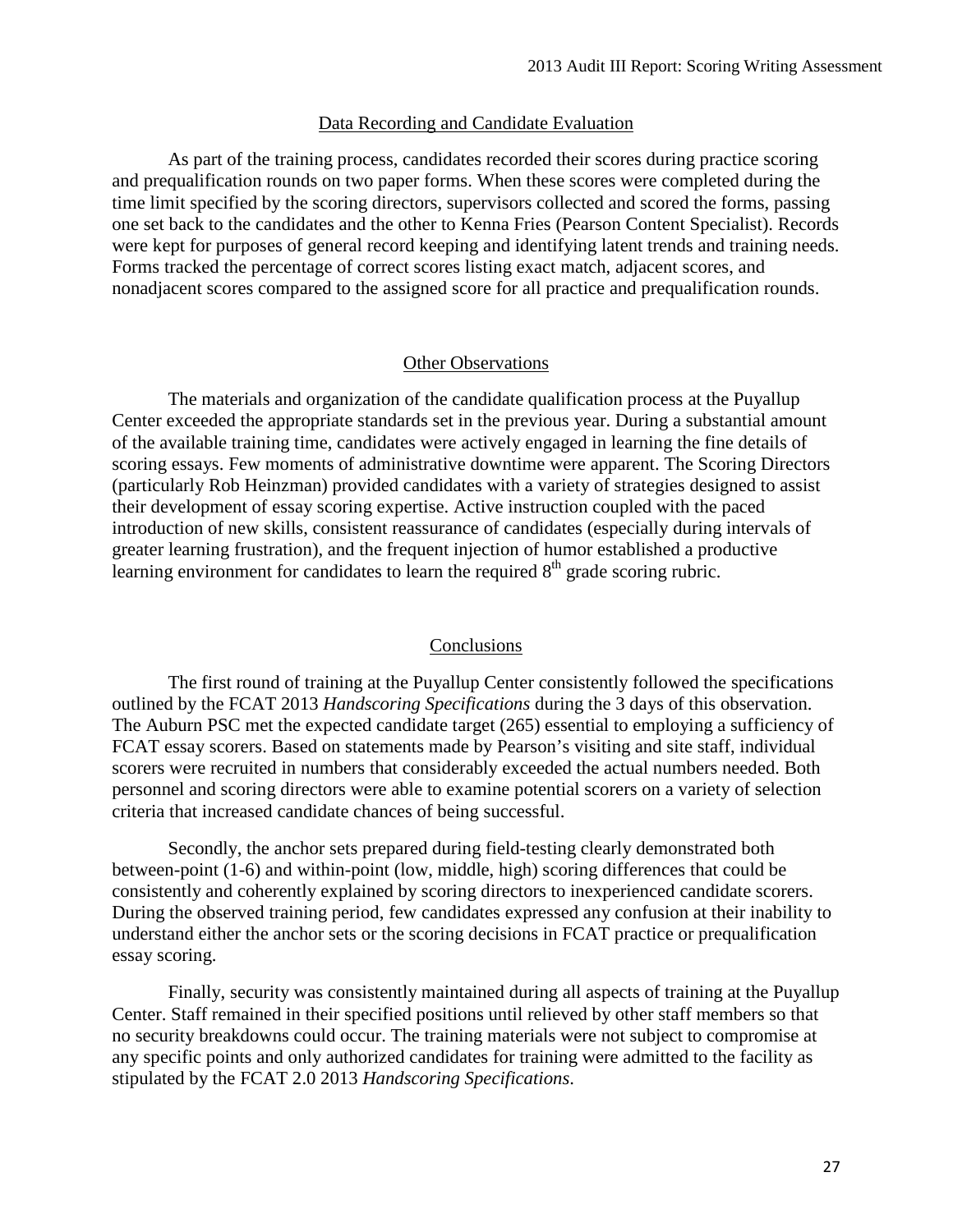## Data Recording and Candidate Evaluation

As part of the training process, candidates recorded their scores during practice scoring and prequalification rounds on two paper forms. When these scores were completed during the time limit specified by the scoring directors, supervisors collected and scored the forms, passing one set back to the candidates and the other to Kenna Fries (Pearson Content Specialist). Records were kept for purposes of general record keeping and identifying latent trends and training needs. Forms tracked the percentage of correct scores listing exact match, adjacent scores, and nonadjacent scores compared to the assigned score for all practice and prequalification rounds.

## Other Observations

The materials and organization of the candidate qualification process at the Puyallup Center exceeded the appropriate standards set in the previous year. During a substantial amount of the available training time, candidates were actively engaged in learning the fine details of scoring essays. Few moments of administrative downtime were apparent. The Scoring Directors (particularly Rob Heinzman) provided candidates with a variety of strategies designed to assist their development of essay scoring expertise. Active instruction coupled with the paced introduction of new skills, consistent reassurance of candidates (especially during intervals of greater learning frustration), and the frequent injection of humor established a productive learning environment for candidates to learn the required 8th grade scoring rubric.

## Conclusions

The first round of training at the Puyallup Center consistently followed the specifications outlined by the FCAT 2013 *Handscoring Specifications* during the 3 days of this observation. The Auburn PSC met the expected candidate target (265) essential to employing a sufficiency of FCAT essay scorers. Based on statements made by Pearson's visiting and site staff, individual scorers were recruited in numbers that considerably exceeded the actual numbers needed. Both personnel and scoring directors were able to examine potential scorers on a variety of selection criteria that increased candidate chances of being successful.

Secondly, the anchor sets prepared during field-testing clearly demonstrated both between-point (1-6) and within-point (low, middle, high) scoring differences that could be consistently and coherently explained by scoring directors to inexperienced candidate scorers. During the observed training period, few candidates expressed any confusion at their inability to understand either the anchor sets or the scoring decisions in FCAT practice or prequalification essay scoring.

Finally, security was consistently maintained during all aspects of training at the Puyallup Center. Staff remained in their specified positions until relieved by other staff members so that no security breakdowns could occur. The training materials were not subject to compromise at any specific points and only authorized candidates for training were admitted to the facility as stipulated by the FCAT 2.0 2013 *Handscoring Specifications*.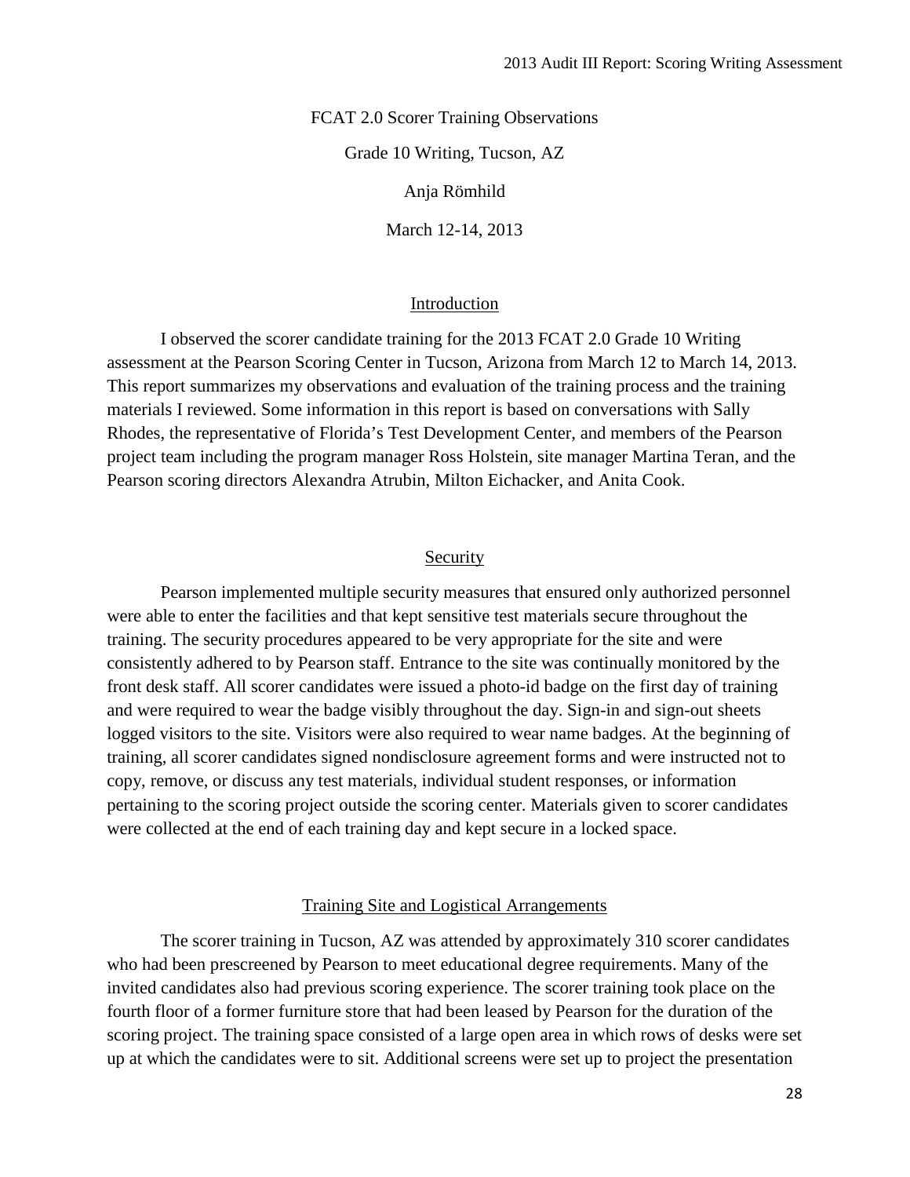FCAT 2.0 Scorer Training Observations

Grade 10 Writing, Tucson, AZ

Anja Römhild

March 12-14, 2013

## Introduction

I observed the scorer candidate training for the 2013 FCAT 2.0 Grade 10 Writing assessment at the Pearson Scoring Center in Tucson, Arizona from March 12 to March 14, 2013. This report summarizes my observations and evaluation of the training process and the training materials I reviewed. Some information in this report is based on conversations with Sally Rhodes, the representative of Florida's Test Development Center, and members of the Pearson project team including the program manager Ross Holstein, site manager Martina Teran, and the Pearson scoring directors Alexandra Atrubin, Milton Eichacker, and Anita Cook.

## Security

Pearson implemented multiple security measures that ensured only authorized personnel were able to enter the facilities and that kept sensitive test materials secure throughout the training. The security procedures appeared to be very appropriate for the site and were consistently adhered to by Pearson staff. Entrance to the site was continually monitored by the front desk staff. All scorer candidates were issued a photo-id badge on the first day of training and were required to wear the badge visibly throughout the day. Sign-in and sign-out sheets logged visitors to the site. Visitors were also required to wear name badges. At the beginning of training, all scorer candidates signed nondisclosure agreement forms and were instructed not to copy, remove, or discuss any test materials, individual student responses, or information pertaining to the scoring project outside the scoring center. Materials given to scorer candidates were collected at the end of each training day and kept secure in a locked space.

## Training Site and Logistical Arrangements

The scorer training in Tucson, AZ was attended by approximately 310 scorer candidates who had been prescreened by Pearson to meet educational degree requirements. Many of the invited candidates also had previous scoring experience. The scorer training took place on the fourth floor of a former furniture store that had been leased by Pearson for the duration of the scoring project. The training space consisted of a large open area in which rows of desks were set up at which the candidates were to sit. Additional screens were set up to project the presentation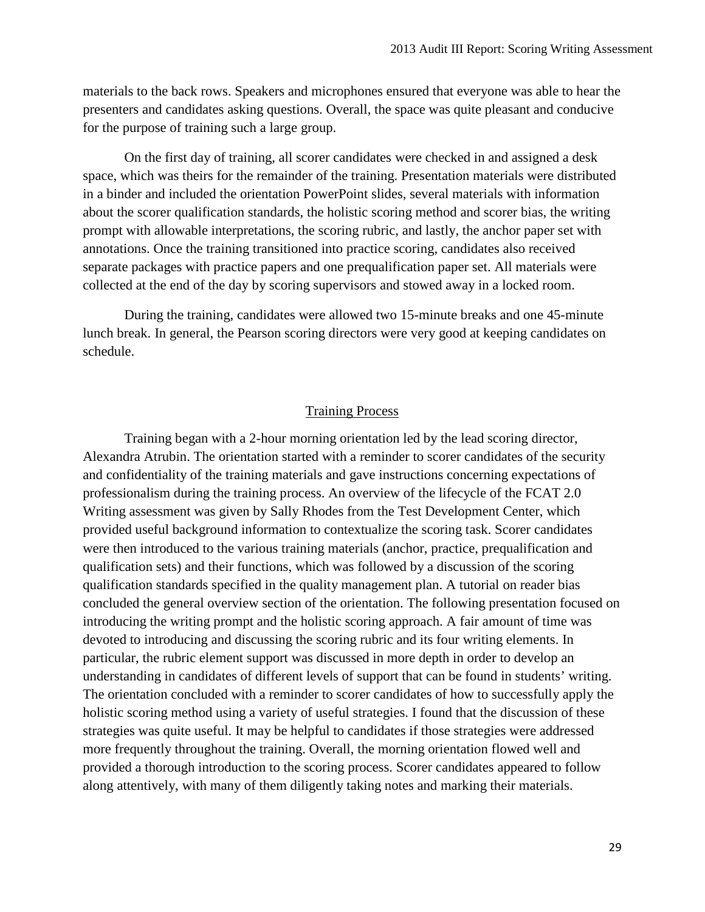materials to the back rows. Speakers and microphones ensured that everyone was able to hear the presenters and candidates asking questions. Overall, the space was quite pleasant and conducive for the purpose of training such a large group.

On the first day of training, all scorer candidates were checked in and assigned a desk space, which was theirs for the remainder of the training. Presentation materials were distributed in a binder and included the orientation PowerPoint slides, several materials with information about the scorer qualification standards, the holistic scoring method and scorer bias, the writing prompt with allowable interpretations, the scoring rubric, and lastly, the anchor paper set with annotations. Once the training transitioned into practice scoring, candidates also received separate packages with practice papers and one prequalification paper set. All materials were collected at the end of the day by scoring supervisors and stowed away in a locked room.

During the training, candidates were allowed two 15-minute breaks and one 45-minute lunch break. In general, the Pearson scoring directors were very good at keeping candidates on schedule.

## Training Process

Training began with a 2-hour morning orientation led by the lead scoring director, Alexandra Atrubin. The orientation started with a reminder to scorer candidates of the security and confidentiality of the training materials and gave instructions concerning expectations of professionalism during the training process. An overview of the lifecycle of the FCAT 2.0 Writing assessment was given by Sally Rhodes from the Test Development Center, which provided useful background information to contextualize the scoring task. Scorer candidates were then introduced to the various training materials (anchor, practice, prequalification and qualification sets) and their functions, which was followed by a discussion of the scoring qualification standards specified in the quality management plan. A tutorial on reader bias concluded the general overview section of the orientation. The following presentation focused on introducing the writing prompt and the holistic scoring approach. A fair amount of time was devoted to introducing and discussing the scoring rubric and its four writing elements. In particular, the rubric element support was discussed in more depth in order to develop an understanding in candidates of different levels of support that can be found in students' writing. The orientation concluded with a reminder to scorer candidates of how to successfully apply the holistic scoring method using a variety of useful strategies. I found that the discussion of these strategies was quite useful. It may be helpful to candidates if those strategies were addressed more frequently throughout the training. Overall, the morning orientation flowed well and provided a thorough introduction to the scoring process. Scorer candidates appeared to follow along attentively, with many of them diligently taking notes and marking their materials.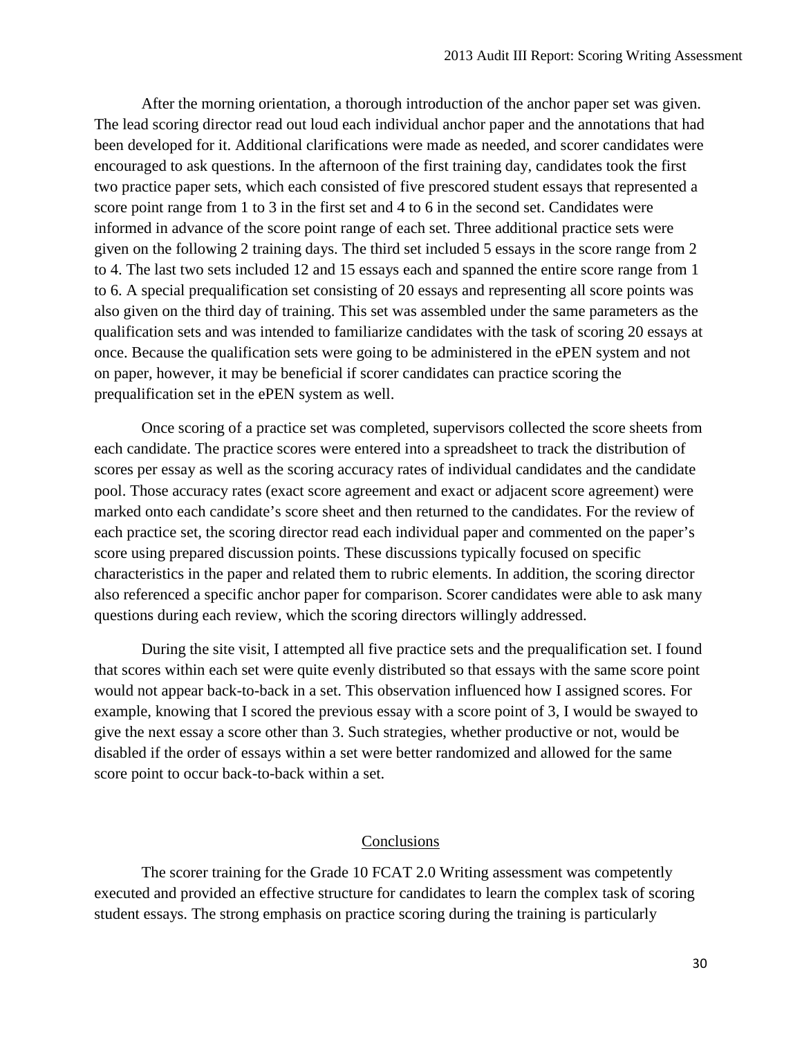After the morning orientation, a thorough introduction of the anchor paper set was given. The lead scoring director read out loud each individual anchor paper and the annotations that had been developed for it. Additional clarifications were made as needed, and scorer candidates were encouraged to ask questions. In the afternoon of the first training day, candidates took the first two practice paper sets, which each consisted of five prescored student essays that represented a score point range from 1 to 3 in the first set and 4 to 6 in the second set. Candidates were informed in advance of the score point range of each set. Three additional practice sets were given on the following 2 training days. The third set included 5 essays in the score range from 2 to 4. The last two sets included 12 and 15 essays each and spanned the entire score range from 1 to 6. A special prequalification set consisting of 20 essays and representing all score points was also given on the third day of training. This set was assembled under the same parameters as the qualification sets and was intended to familiarize candidates with the task of scoring 20 essays at once. Because the qualification sets were going to be administered in the ePEN system and not on paper, however, it may be beneficial if scorer candidates can practice scoring the prequalification set in the ePEN system as well.

Once scoring of a practice set was completed, supervisors collected the score sheets from each candidate. The practice scores were entered into a spreadsheet to track the distribution of scores per essay as well as the scoring accuracy rates of individual candidates and the candidate pool. Those accuracy rates (exact score agreement and exact or adjacent score agreement) were marked onto each candidate's score sheet and then returned to the candidates. For the review of each practice set, the scoring director read each individual paper and commented on the paper's score using prepared discussion points. These discussions typically focused on specific characteristics in the paper and related them to rubric elements. In addition, the scoring director also referenced a specific anchor paper for comparison. Scorer candidates were able to ask many questions during each review, which the scoring directors willingly addressed.

During the site visit, I attempted all five practice sets and the prequalification set. I found that scores within each set were quite evenly distributed so that essays with the same score point would not appear back-to-back in a set. This observation influenced how I assigned scores. For example, knowing that I scored the previous essay with a score point of 3, I would be swayed to give the next essay a score other than 3. Such strategies, whether productive or not, would be disabled if the order of essays within a set were better randomized and allowed for the same score point to occur back-to-back within a set.

## Conclusions

The scorer training for the Grade 10 FCAT 2.0 Writing assessment was competently executed and provided an effective structure for candidates to learn the complex task of scoring student essays. The strong emphasis on practice scoring during the training is particularly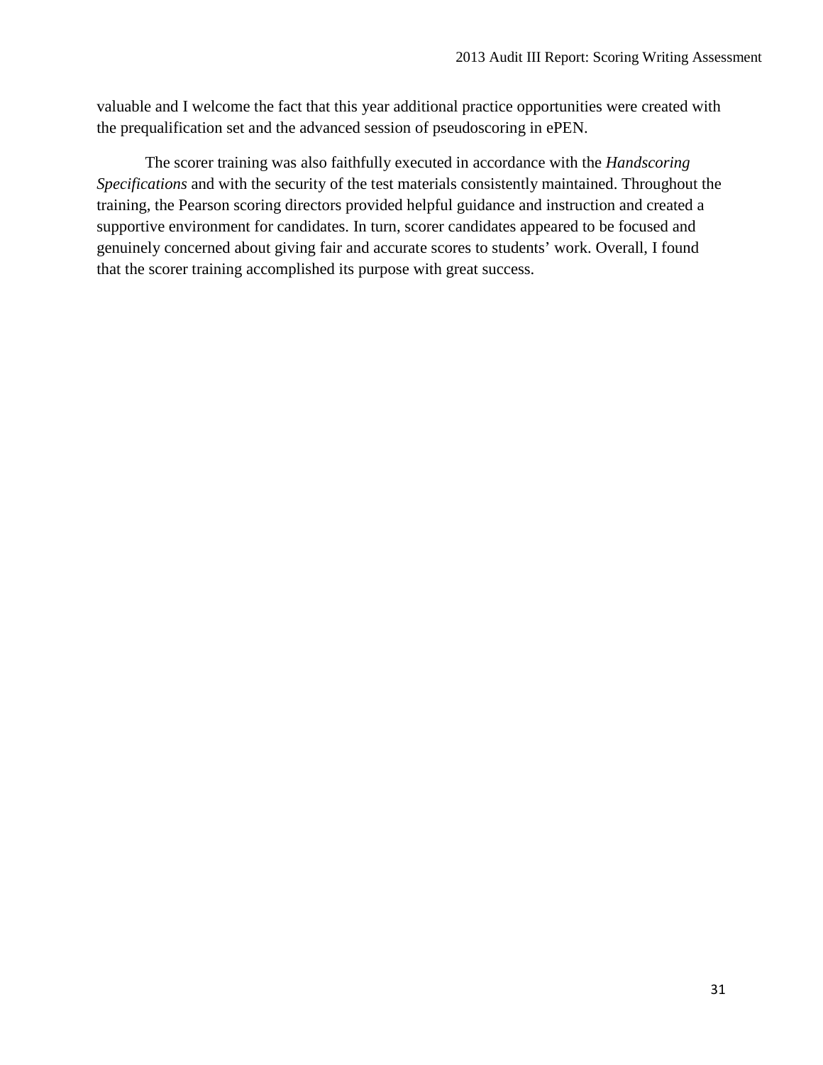valuable and I welcome the fact that this year additional practice opportunities were created with the prequalification set and the advanced session of pseudoscoring in ePEN.

The scorer training was also faithfully executed in accordance with the *Handscoring Specifications* and with the security of the test materials consistently maintained. Throughout the training, the Pearson scoring directors provided helpful guidance and instruction and created a supportive environment for candidates. In turn, scorer candidates appeared to be focused and genuinely concerned about giving fair and accurate scores to students' work. Overall, I found that the scorer training accomplished its purpose with great success.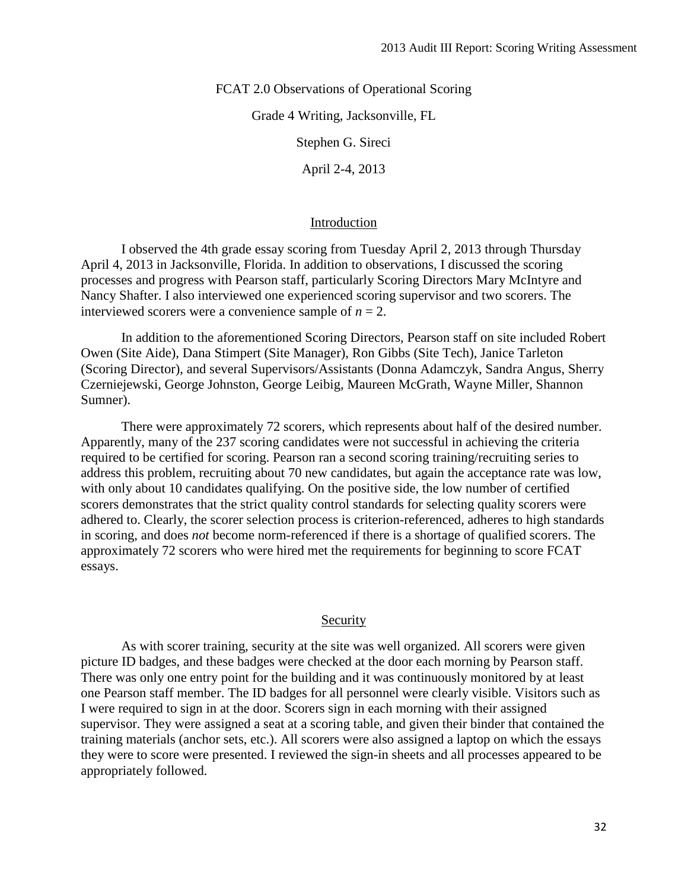FCAT 2.0 Observations of Operational Scoring

Grade 4 Writing, Jacksonville, FL

Stephen G. Sireci

April 2-4, 2013

## Introduction

I observed the 4th grade essay scoring from Tuesday April 2, 2013 through Thursday April 4, 2013 in Jacksonville, Florida. In addition to observations, I discussed the scoring processes and progress with Pearson staff, particularly Scoring Directors Mary McIntyre and Nancy Shafter. I also interviewed one experienced scoring supervisor and two scorers. The interviewed scorers were a convenience sample of $n = 2$.

In addition to the aforementioned Scoring Directors, Pearson staff on site included Robert Owen (Site Aide), Dana Stimpert (Site Manager), Ron Gibbs (Site Tech), Janice Tarleton (Scoring Director), and several Supervisors/Assistants (Donna Adamczyk, Sandra Angus, Sherry Czerniejewski, George Johnston, George Leibig, Maureen McGrath, Wayne Miller, Shannon Sumner).

There were approximately 72 scorers, which represents about half of the desired number. Apparently, many of the 237 scoring candidates were not successful in achieving the criteria required to be certified for scoring. Pearson ran a second scoring training/recruiting series to address this problem, recruiting about 70 new candidates, but again the acceptance rate was low, with only about 10 candidates qualifying. On the positive side, the low number of certified scorers demonstrates that the strict quality control standards for selecting quality scorers were adhered to. Clearly, the scorer selection process is criterion-referenced, adheres to high standards in scoring, and does *not* become norm-referenced if there is a shortage of qualified scorers. The approximately 72 scorers who were hired met the requirements for beginning to score FCAT essays.

## Security

As with scorer training, security at the site was well organized. All scorers were given picture ID badges, and these badges were checked at the door each morning by Pearson staff. There was only one entry point for the building and it was continuously monitored by at least one Pearson staff member. The ID badges for all personnel were clearly visible. Visitors such as I were required to sign in at the door. Scorers sign in each morning with their assigned supervisor. They were assigned a seat at a scoring table, and given their binder that contained the training materials (anchor sets, etc.). All scorers were also assigned a laptop on which the essays they were to score were presented. I reviewed the sign-in sheets and all processes appeared to be appropriately followed.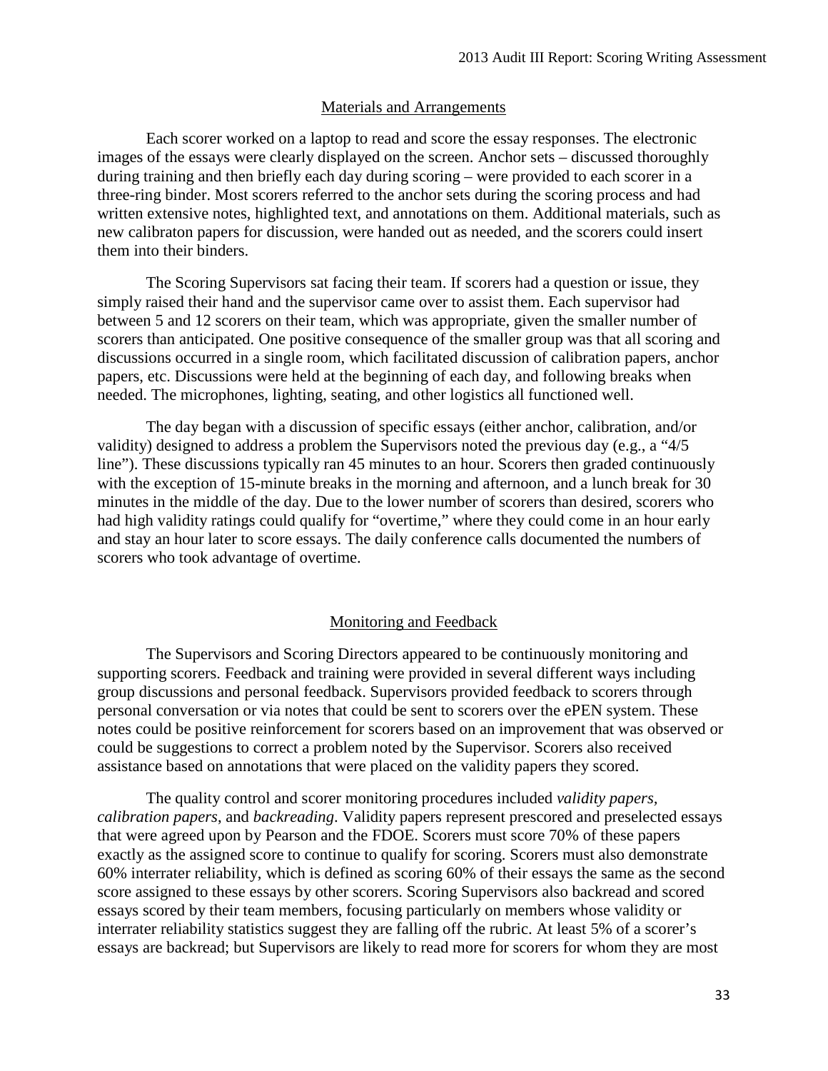## Materials and Arrangements

Each scorer worked on a laptop to read and score the essay responses. The electronic images of the essays were clearly displayed on the screen. Anchor sets – discussed thoroughly during training and then briefly each day during scoring – were provided to each scorer in a three-ring binder. Most scorers referred to the anchor sets during the scoring process and had written extensive notes, highlighted text, and annotations on them. Additional materials, such as new calibraton papers for discussion, were handed out as needed, and the scorers could insert them into their binders.

The Scoring Supervisors sat facing their team. If scorers had a question or issue, they simply raised their hand and the supervisor came over to assist them. Each supervisor had between 5 and 12 scorers on their team, which was appropriate, given the smaller number of scorers than anticipated. One positive consequence of the smaller group was that all scoring and discussions occurred in a single room, which facilitated discussion of calibration papers, anchor papers, etc. Discussions were held at the beginning of each day, and following breaks when needed. The microphones, lighting, seating, and other logistics all functioned well.

The day began with a discussion of specific essays (either anchor, calibration, and/or validity) designed to address a problem the Supervisors noted the previous day (e.g., a "4/5 line"). These discussions typically ran 45 minutes to an hour. Scorers then graded continuously with the exception of 15-minute breaks in the morning and afternoon, and a lunch break for 30 minutes in the middle of the day. Due to the lower number of scorers than desired, scorers who had high validity ratings could qualify for "overtime," where they could come in an hour early and stay an hour later to score essays. The daily conference calls documented the numbers of scorers who took advantage of overtime.

## Monitoring and Feedback

The Supervisors and Scoring Directors appeared to be continuously monitoring and supporting scorers. Feedback and training were provided in several different ways including group discussions and personal feedback. Supervisors provided feedback to scorers through personal conversation or via notes that could be sent to scorers over the ePEN system. These notes could be positive reinforcement for scorers based on an improvement that was observed or could be suggestions to correct a problem noted by the Supervisor. Scorers also received assistance based on annotations that were placed on the validity papers they scored.

The quality control and scorer monitoring procedures included *validity papers, calibration papers*, and *backreading*. Validity papers represent prescored and preselected essays that were agreed upon by Pearson and the FDOE. Scorers must score 70% of these papers exactly as the assigned score to continue to qualify for scoring. Scorers must also demonstrate 60% interrater reliability, which is defined as scoring 60% of their essays the same as the second score assigned to these essays by other scorers. Scoring Supervisors also backread and scored essays scored by their team members, focusing particularly on members whose validity or interrater reliability statistics suggest they are falling off the rubric. At least 5% of a scorer's essays are backread; but Supervisors are likely to read more for scorers for whom they are most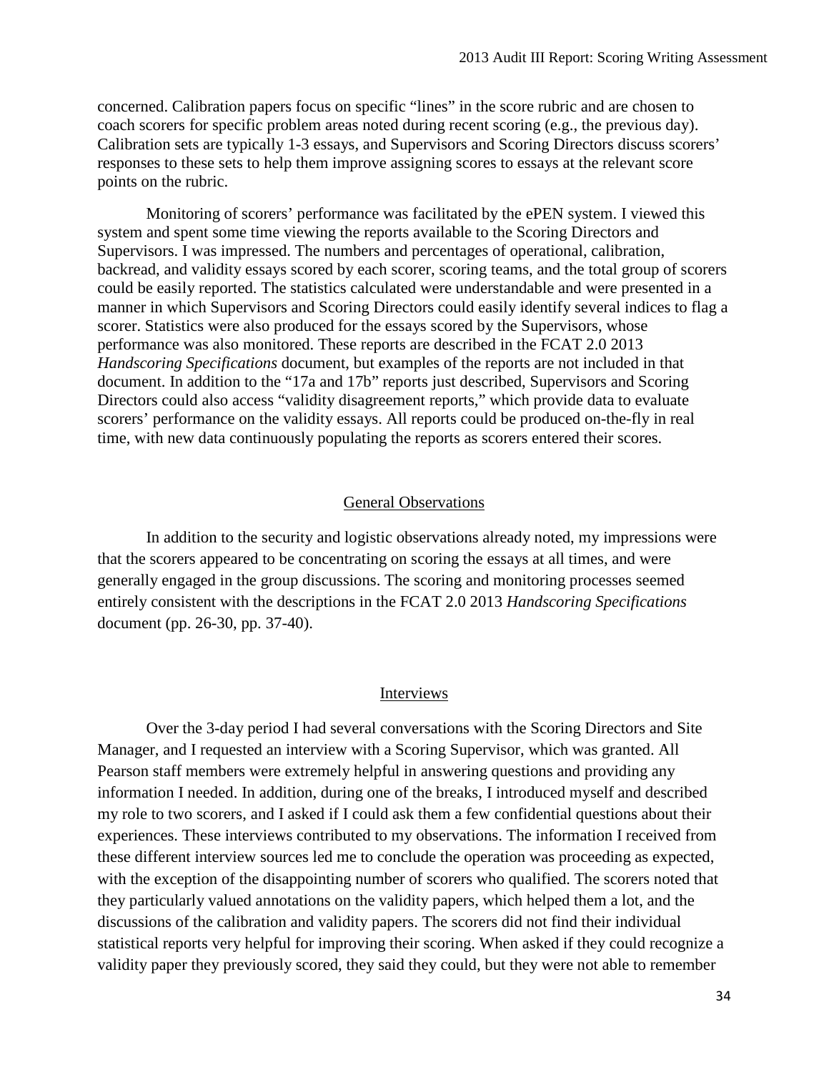concerned. Calibration papers focus on specific "lines" in the score rubric and are chosen to coach scorers for specific problem areas noted during recent scoring (e.g., the previous day). Calibration sets are typically 1-3 essays, and Supervisors and Scoring Directors discuss scorers' responses to these sets to help them improve assigning scores to essays at the relevant score points on the rubric.

Monitoring of scorers' performance was facilitated by the ePEN system. I viewed this system and spent some time viewing the reports available to the Scoring Directors and Supervisors. I was impressed. The numbers and percentages of operational, calibration, backread, and validity essays scored by each scorer, scoring teams, and the total group of scorers could be easily reported. The statistics calculated were understandable and were presented in a manner in which Supervisors and Scoring Directors could easily identify several indices to flag a scorer. Statistics were also produced for the essays scored by the Supervisors, whose performance was also monitored. These reports are described in the FCAT 2.0 2013 *Handscoring Specifications* document, but examples of the reports are not included in that document. In addition to the "17a and 17b" reports just described, Supervisors and Scoring Directors could also access "validity disagreement reports," which provide data to evaluate scorers' performance on the validity essays. All reports could be produced on-the-fly in real time, with new data continuously populating the reports as scorers entered their scores.

## General Observations

In addition to the security and logistic observations already noted, my impressions were that the scorers appeared to be concentrating on scoring the essays at all times, and were generally engaged in the group discussions. The scoring and monitoring processes seemed entirely consistent with the descriptions in the FCAT 2.0 2013 *Handscoring Specifications* document (pp. 26-30, pp. 37-40).

## Interviews

Over the 3-day period I had several conversations with the Scoring Directors and Site Manager, and I requested an interview with a Scoring Supervisor, which was granted. All Pearson staff members were extremely helpful in answering questions and providing any information I needed. In addition, during one of the breaks, I introduced myself and described my role to two scorers, and I asked if I could ask them a few confidential questions about their experiences. These interviews contributed to my observations. The information I received from these different interview sources led me to conclude the operation was proceeding as expected, with the exception of the disappointing number of scorers who qualified. The scorers noted that they particularly valued annotations on the validity papers, which helped them a lot, and the discussions of the calibration and validity papers. The scorers did not find their individual statistical reports very helpful for improving their scoring. When asked if they could recognize a validity paper they previously scored, they said they could, but they were not able to remember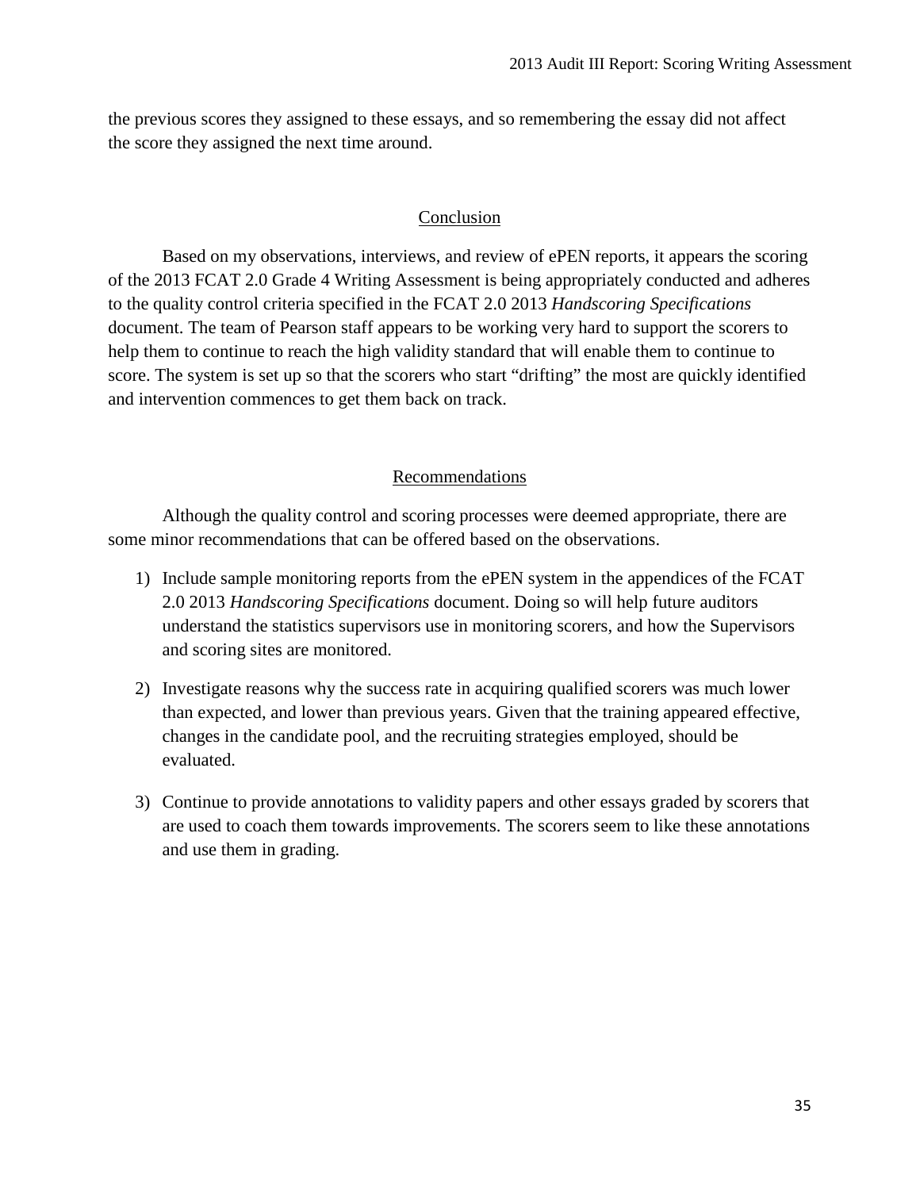the previous scores they assigned to these essays, and so remembering the essay did not affect the score they assigned the next time around.

## Conclusion

Based on my observations, interviews, and review of ePEN reports, it appears the scoring of the 2013 FCAT 2.0 Grade 4 Writing Assessment is being appropriately conducted and adheres to the quality control criteria specified in the FCAT 2.0 2013 *Handscoring Specifications* document. The team of Pearson staff appears to be working very hard to support the scorers to help them to continue to reach the high validity standard that will enable them to continue to score. The system is set up so that the scorers who start "drifting" the most are quickly identified and intervention commences to get them back on track.

## Recommendations

Although the quality control and scoring processes were deemed appropriate, there are some minor recommendations that can be offered based on the observations.

1) Include sample monitoring reports from the ePEN system in the appendices of the FCAT 2.0 2013 *Handscoring Specifications* document. Doing so will help future auditors understand the statistics supervisors use in monitoring scorers, and how the Supervisors and scoring sites are monitored.

2) Investigate reasons why the success rate in acquiring qualified scorers was much lower than expected, and lower than previous years. Given that the training appeared effective, changes in the candidate pool, and the recruiting strategies employed, should be evaluated.

3) Continue to provide annotations to validity papers and other essays graded by scorers that are used to coach them towards improvements. The scorers seem to like these annotations and use them in grading.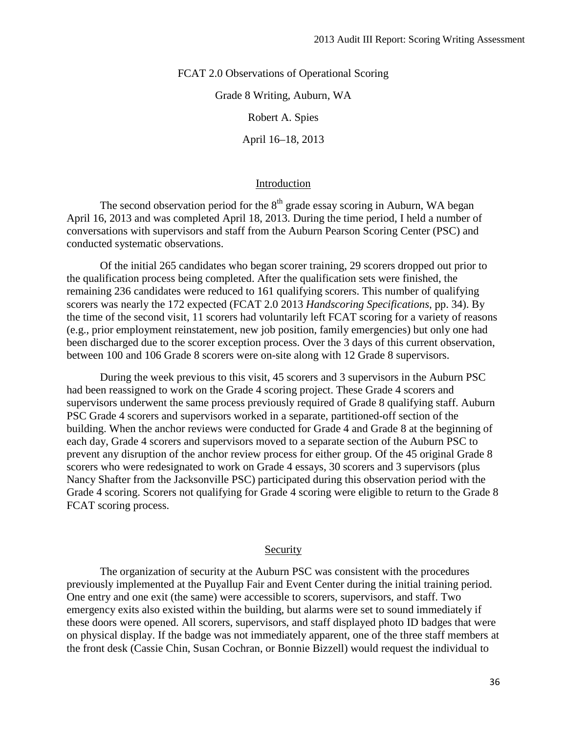FCAT 2.0 Observations of Operational Scoring

Grade 8 Writing, Auburn, WA

Robert A. Spies

April 16–18, 2013

## Introduction

The second observation period for the 8th grade essay scoring in Auburn, WA began April 16, 2013 and was completed April 18, 2013. During the time period, I held a number of conversations with supervisors and staff from the Auburn Pearson Scoring Center (PSC) and conducted systematic observations.

Of the initial 265 candidates who began scorer training, 29 scorers dropped out prior to the qualification process being completed. After the qualification sets were finished, the remaining 236 candidates were reduced to 161 qualifying scorers. This number of qualifying scorers was nearly the 172 expected (FCAT 2.0 2013 *Handscoring Specifications*, pp. 34). By the time of the second visit, 11 scorers had voluntarily left FCAT scoring for a variety of reasons (e.g., prior employment reinstatement, new job position, family emergencies) but only one had been discharged due to the scorer exception process. Over the 3 days of this current observation, between 100 and 106 Grade 8 scorers were on-site along with 12 Grade 8 supervisors.

During the week previous to this visit, 45 scorers and 3 supervisors in the Auburn PSC had been reassigned to work on the Grade 4 scoring project. These Grade 4 scorers and supervisors underwent the same process previously required of Grade 8 qualifying staff. Auburn PSC Grade 4 scorers and supervisors worked in a separate, partitioned-off section of the building. When the anchor reviews were conducted for Grade 4 and Grade 8 at the beginning of each day, Grade 4 scorers and supervisors moved to a separate section of the Auburn PSC to prevent any disruption of the anchor review process for either group. Of the 45 original Grade 8 scorers who were redesignated to work on Grade 4 essays, 30 scorers and 3 supervisors (plus Nancy Shafter from the Jacksonville PSC) participated during this observation period with the Grade 4 scoring. Scorers not qualifying for Grade 4 scoring were eligible to return to the Grade 8 FCAT scoring process.

## Security

The organization of security at the Auburn PSC was consistent with the procedures previously implemented at the Puyallup Fair and Event Center during the initial training period. One entry and one exit (the same) were accessible to scorers, supervisors, and staff. Two emergency exits also existed within the building, but alarms were set to sound immediately if these doors were opened. All scorers, supervisors, and staff displayed photo ID badges that were on physical display. If the badge was not immediately apparent, one of the three staff members at the front desk (Cassie Chin, Susan Cochran, or Bonnie Bizzell) would request the individual to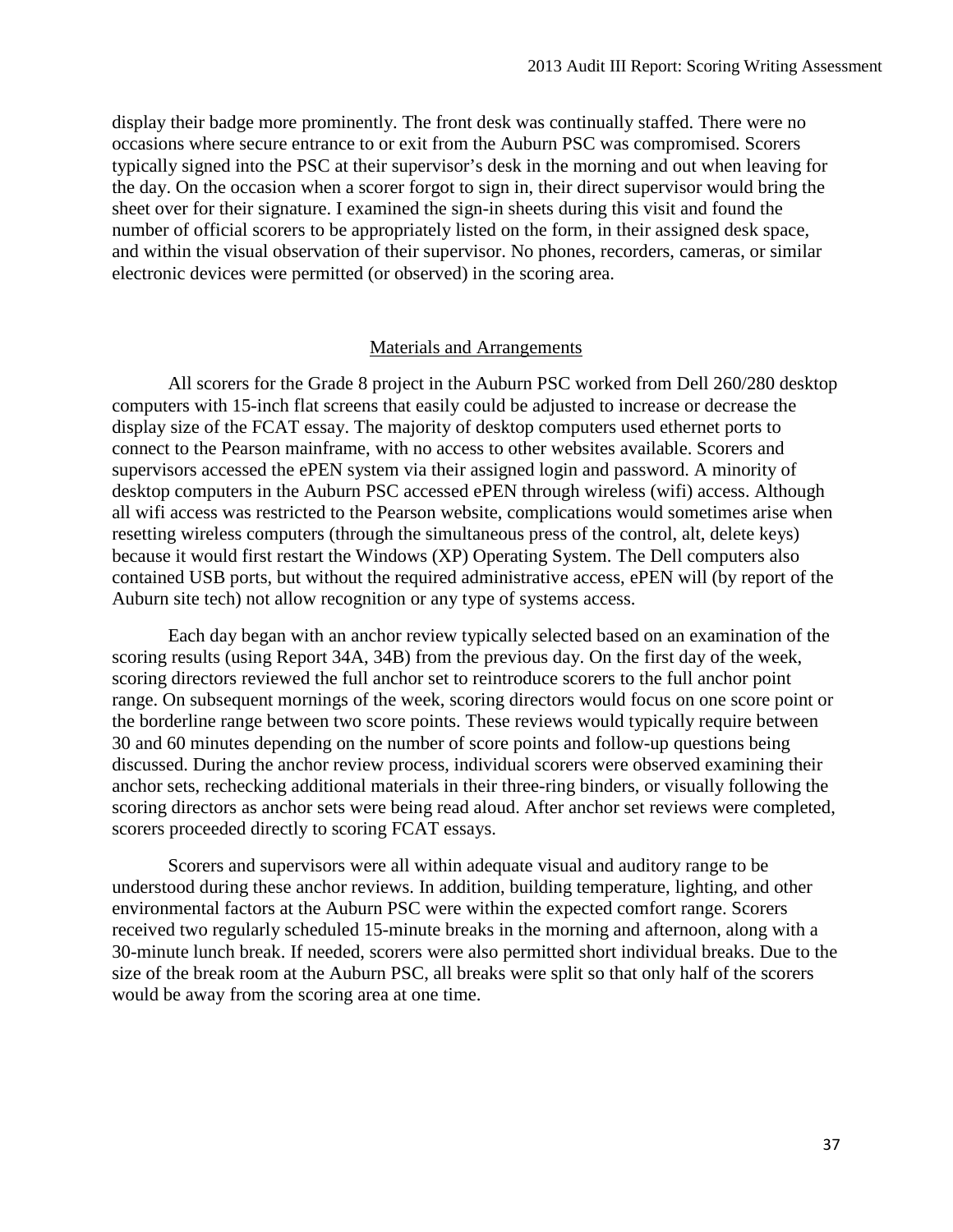display their badge more prominently. The front desk was continually staffed. There were no occasions where secure entrance to or exit from the Auburn PSC was compromised. Scorers typically signed into the PSC at their supervisor's desk in the morning and out when leaving for the day. On the occasion when a scorer forgot to sign in, their direct supervisor would bring the sheet over for their signature. I examined the sign-in sheets during this visit and found the number of official scorers to be appropriately listed on the form, in their assigned desk space, and within the visual observation of their supervisor. No phones, recorders, cameras, or similar electronic devices were permitted (or observed) in the scoring area.

## Materials and Arrangements

All scorers for the Grade 8 project in the Auburn PSC worked from Dell 260/280 desktop computers with 15-inch flat screens that easily could be adjusted to increase or decrease the display size of the FCAT essay. The majority of desktop computers used ethernet ports to connect to the Pearson mainframe, with no access to other websites available. Scorers and supervisors accessed the ePEN system via their assigned login and password. A minority of desktop computers in the Auburn PSC accessed ePEN through wireless (wifi) access. Although all wifi access was restricted to the Pearson website, complications would sometimes arise when resetting wireless computers (through the simultaneous press of the control, alt, delete keys) because it would first restart the Windows (XP) Operating System. The Dell computers also contained USB ports, but without the required administrative access, ePEN will (by report of the Auburn site tech) not allow recognition or any type of systems access.

Each day began with an anchor review typically selected based on an examination of the scoring results (using Report 34A, 34B) from the previous day. On the first day of the week, scoring directors reviewed the full anchor set to reintroduce scorers to the full anchor point range. On subsequent mornings of the week, scoring directors would focus on one score point or the borderline range between two score points. These reviews would typically require between 30 and 60 minutes depending on the number of score points and follow-up questions being discussed. During the anchor review process, individual scorers were observed examining their anchor sets, rechecking additional materials in their three-ring binders, or visually following the scoring directors as anchor sets were being read aloud. After anchor set reviews were completed, scorers proceeded directly to scoring FCAT essays.

Scorers and supervisors were all within adequate visual and auditory range to be understood during these anchor reviews. In addition, building temperature, lighting, and other environmental factors at the Auburn PSC were within the expected comfort range. Scorers received two regularly scheduled 15-minute breaks in the morning and afternoon, along with a 30-minute lunch break. If needed, scorers were also permitted short individual breaks. Due to the size of the break room at the Auburn PSC, all breaks were split so that only half of the scorers would be away from the scoring area at one time.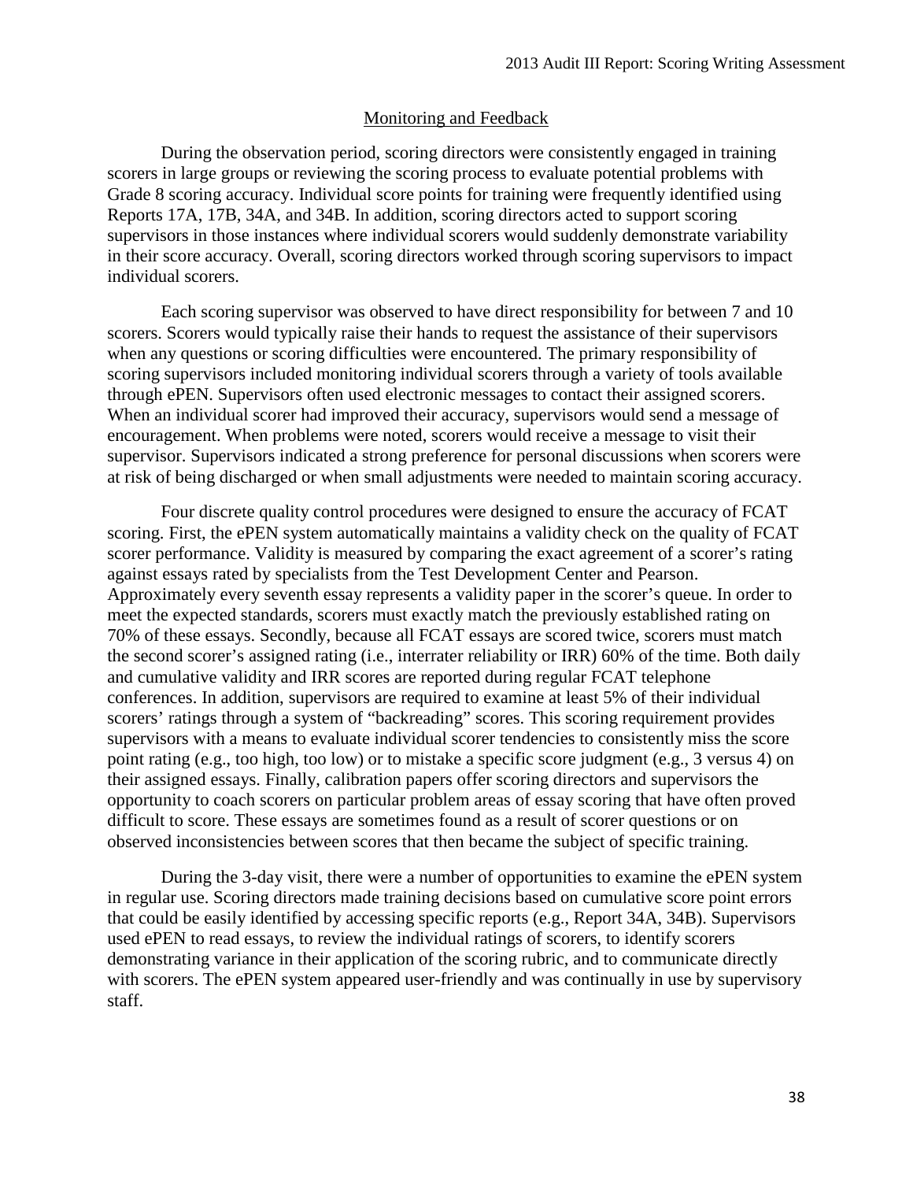## Monitoring and Feedback

During the observation period, scoring directors were consistently engaged in training scorers in large groups or reviewing the scoring process to evaluate potential problems with Grade 8 scoring accuracy. Individual score points for training were frequently identified using Reports 17A, 17B, 34A, and 34B. In addition, scoring directors acted to support scoring supervisors in those instances where individual scorers would suddenly demonstrate variability in their score accuracy. Overall, scoring directors worked through scoring supervisors to impact individual scorers.

Each scoring supervisor was observed to have direct responsibility for between 7 and 10 scorers. Scorers would typically raise their hands to request the assistance of their supervisors when any questions or scoring difficulties were encountered. The primary responsibility of scoring supervisors included monitoring individual scorers through a variety of tools available through ePEN. Supervisors often used electronic messages to contact their assigned scorers. When an individual scorer had improved their accuracy, supervisors would send a message of encouragement. When problems were noted, scorers would receive a message to visit their supervisor. Supervisors indicated a strong preference for personal discussions when scorers were at risk of being discharged or when small adjustments were needed to maintain scoring accuracy.

Four discrete quality control procedures were designed to ensure the accuracy of FCAT scoring. First, the ePEN system automatically maintains a validity check on the quality of FCAT scorer performance. Validity is measured by comparing the exact agreement of a scorer's rating against essays rated by specialists from the Test Development Center and Pearson. Approximately every seventh essay represents a validity paper in the scorer's queue. In order to meet the expected standards, scorers must exactly match the previously established rating on 70% of these essays. Secondly, because all FCAT essays are scored twice, scorers must match the second scorer's assigned rating (i.e., interrater reliability or IRR) 60% of the time. Both daily and cumulative validity and IRR scores are reported during regular FCAT telephone conferences. In addition, supervisors are required to examine at least 5% of their individual scorers' ratings through a system of "backreading" scores. This scoring requirement provides supervisors with a means to evaluate individual scorer tendencies to consistently miss the score point rating (e.g., too high, too low) or to mistake a specific score judgment (e.g., 3 versus 4) on their assigned essays. Finally, calibration papers offer scoring directors and supervisors the opportunity to coach scorers on particular problem areas of essay scoring that have often proved difficult to score. These essays are sometimes found as a result of scorer questions or on observed inconsistencies between scores that then became the subject of specific training.

During the 3-day visit, there were a number of opportunities to examine the ePEN system in regular use. Scoring directors made training decisions based on cumulative score point errors that could be easily identified by accessing specific reports (e.g., Report 34A, 34B). Supervisors used ePEN to read essays, to review the individual ratings of scorers, to identify scorers demonstrating variance in their application of the scoring rubric, and to communicate directly with scorers. The ePEN system appeared user-friendly and was continually in use by supervisory staff.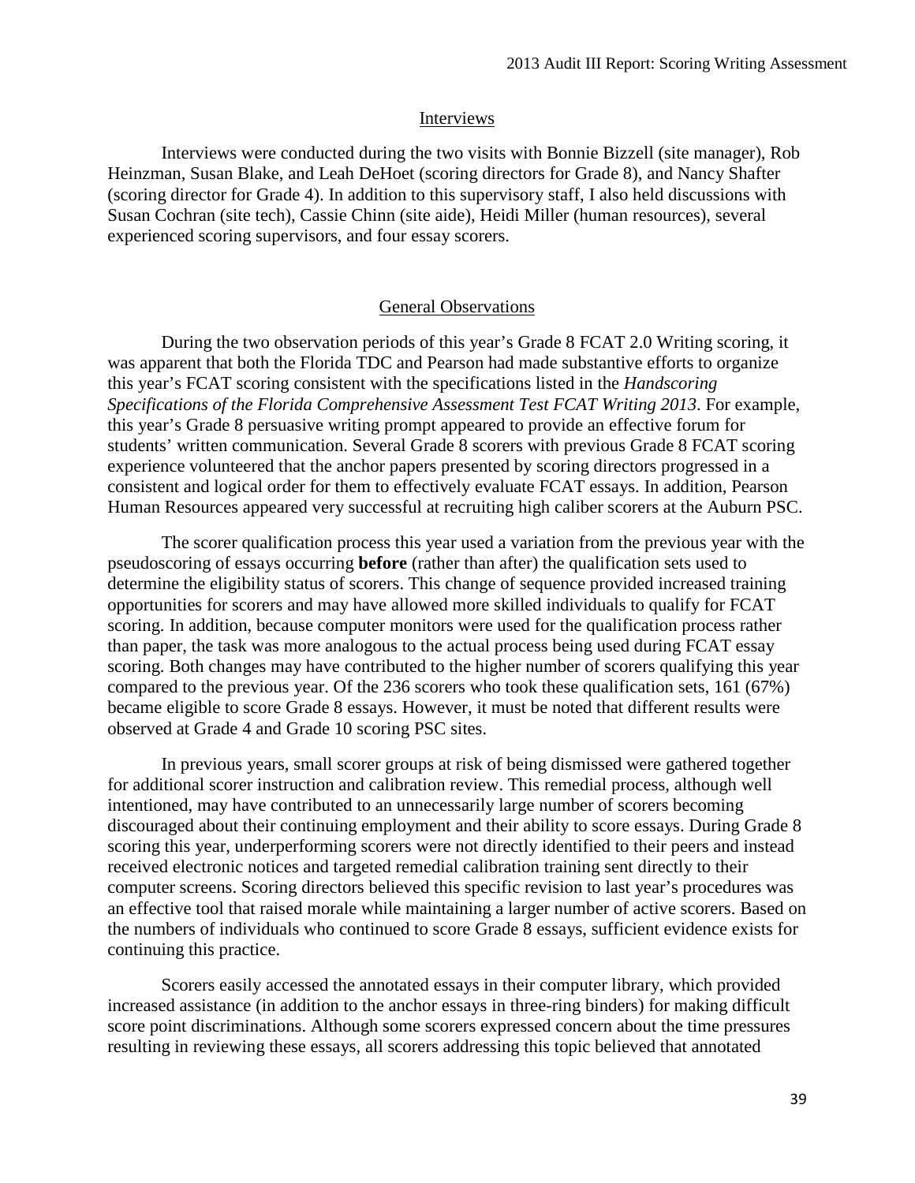## Interviews

Interviews were conducted during the two visits with Bonnie Bizzell (site manager), Rob Heinzman, Susan Blake, and Leah DeHoet (scoring directors for Grade 8), and Nancy Shafter (scoring director for Grade 4). In addition to this supervisory staff, I also held discussions with Susan Cochran (site tech), Cassie Chinn (site aide), Heidi Miller (human resources), several experienced scoring supervisors, and four essay scorers.

## General Observations

During the two observation periods of this year's Grade 8 FCAT 2.0 Writing scoring, it was apparent that both the Florida TDC and Pearson had made substantive efforts to organize this year's FCAT scoring consistent with the specifications listed in the *Handscoring Specifications of the Florida Comprehensive Assessment Test FCAT Writing 2013*. For example, this year's Grade 8 persuasive writing prompt appeared to provide an effective forum for students' written communication. Several Grade 8 scorers with previous Grade 8 FCAT scoring experience volunteered that the anchor papers presented by scoring directors progressed in a consistent and logical order for them to effectively evaluate FCAT essays. In addition, Pearson Human Resources appeared very successful at recruiting high caliber scorers at the Auburn PSC.

The scorer qualification process this year used a variation from the previous year with the pseudoscoring of essays occurring **before** (rather than after) the qualification sets used to determine the eligibility status of scorers. This change of sequence provided increased training opportunities for scorers and may have allowed more skilled individuals to qualify for FCAT scoring. In addition, because computer monitors were used for the qualification process rather than paper, the task was more analogous to the actual process being used during FCAT essay scoring. Both changes may have contributed to the higher number of scorers qualifying this year compared to the previous year. Of the 236 scorers who took these qualification sets, 161 (67%) became eligible to score Grade 8 essays. However, it must be noted that different results were observed at Grade 4 and Grade 10 scoring PSC sites.

In previous years, small scorer groups at risk of being dismissed were gathered together for additional scorer instruction and calibration review. This remedial process, although well intentioned, may have contributed to an unnecessarily large number of scorers becoming discouraged about their continuing employment and their ability to score essays. During Grade 8 scoring this year, underperforming scorers were not directly identified to their peers and instead received electronic notices and targeted remedial calibration training sent directly to their computer screens. Scoring directors believed this specific revision to last year's procedures was an effective tool that raised morale while maintaining a larger number of active scorers. Based on the numbers of individuals who continued to score Grade 8 essays, sufficient evidence exists for continuing this practice.

Scorers easily accessed the annotated essays in their computer library, which provided increased assistance (in addition to the anchor essays in three-ring binders) for making difficult score point discriminations. Although some scorers expressed concern about the time pressures resulting in reviewing these essays, all scorers addressing this topic believed that annotated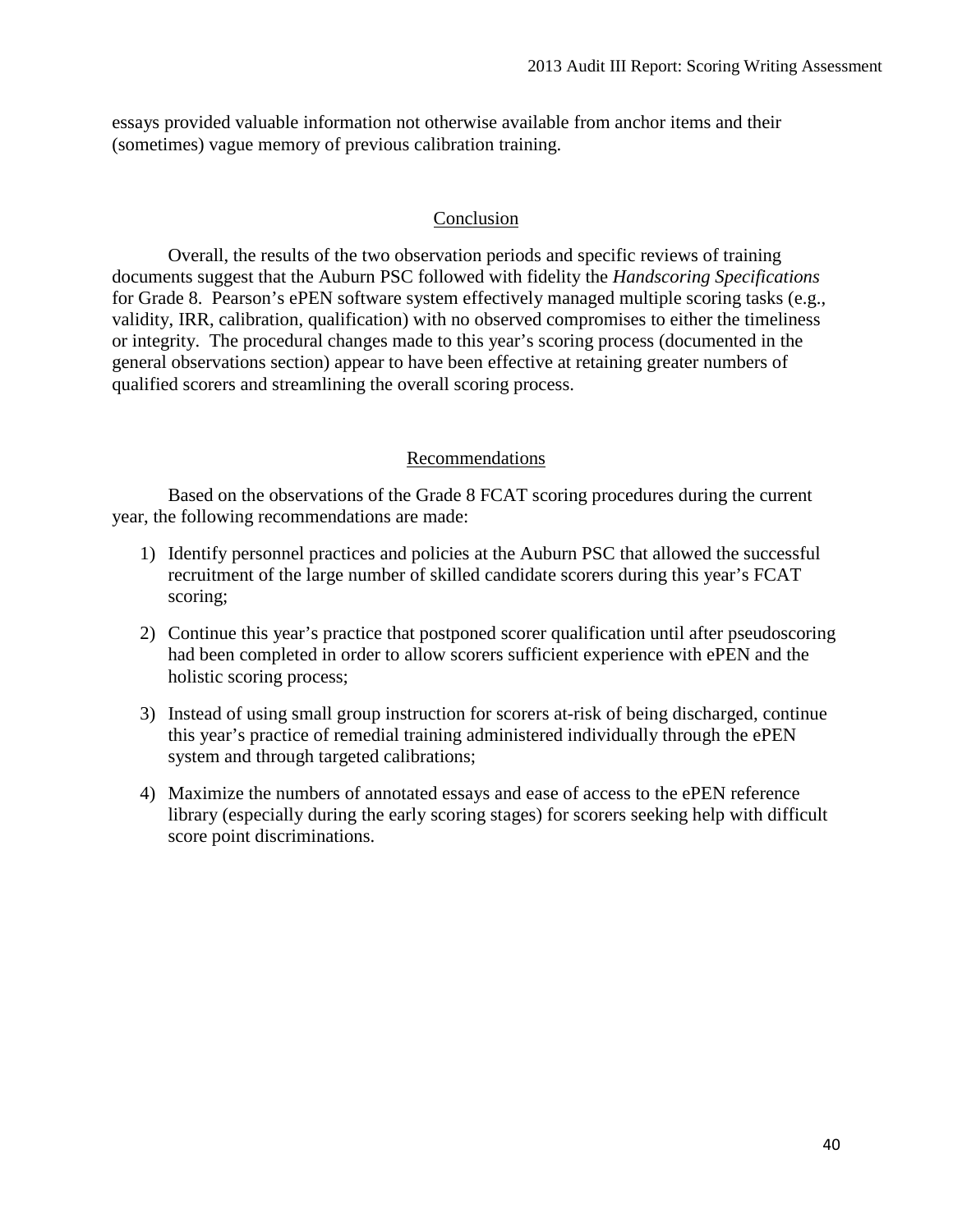essays provided valuable information not otherwise available from anchor items and their (sometimes) vague memory of previous calibration training.

## Conclusion

Overall, the results of the two observation periods and specific reviews of training documents suggest that the Auburn PSC followed with fidelity the *Handscoring Specifications* for Grade 8. Pearson's ePEN software system effectively managed multiple scoring tasks (e.g., validity, IRR, calibration, qualification) with no observed compromises to either the timeliness or integrity. The procedural changes made to this year's scoring process (documented in the general observations section) appear to have been effective at retaining greater numbers of qualified scorers and streamlining the overall scoring process.

## Recommendations

Based on the observations of the Grade 8 FCAT scoring procedures during the current year, the following recommendations are made:

1) Identify personnel practices and policies at the Auburn PSC that allowed the successful recruitment of the large number of skilled candidate scorers during this year's FCAT scoring;
2) Continue this year's practice that postponed scorer qualification until after pseudoscoring had been completed in order to allow scorers sufficient experience with ePEN and the holistic scoring process;
3) Instead of using small group instruction for scorers at-risk of being discharged, continue this year's practice of remedial training administered individually through the ePEN system and through targeted calibrations;
4) Maximize the numbers of annotated essays and ease of access to the ePEN reference library (especially during the early scoring stages) for scorers seeking help with difficult score point discriminations.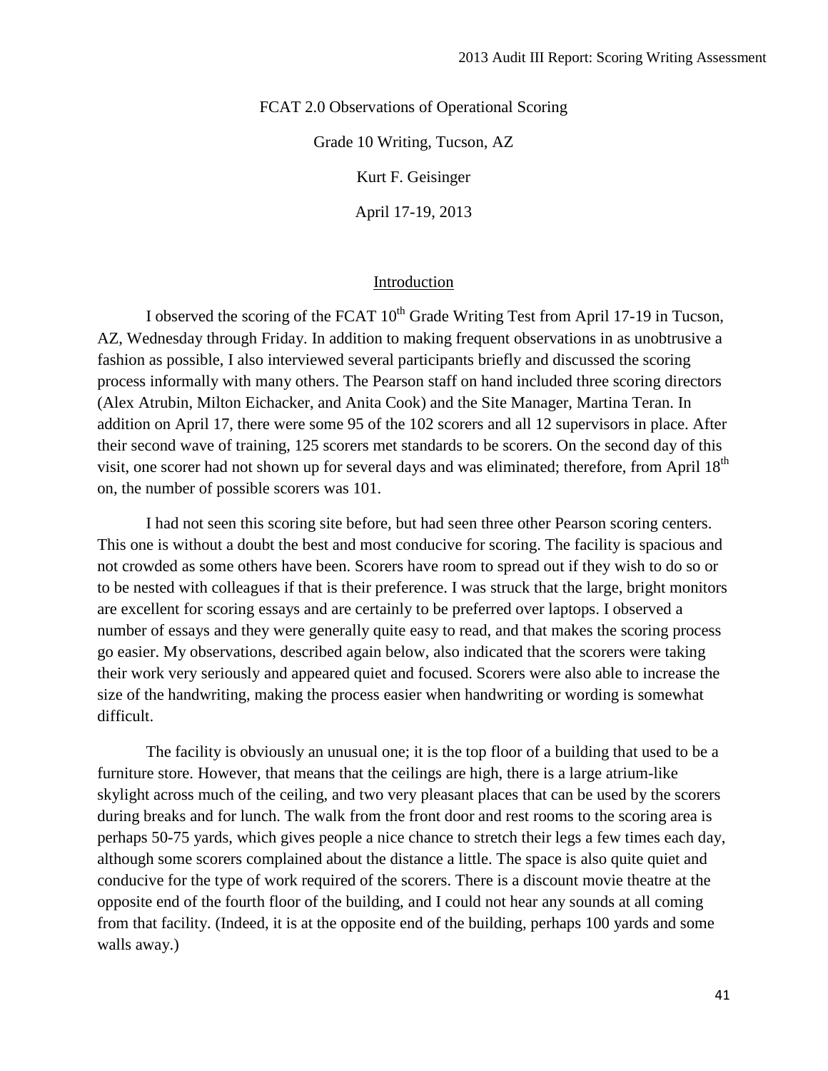FCAT 2.0 Observations of Operational Scoring

Grade 10 Writing, Tucson, AZ

Kurt F. Geisinger

April 17-19, 2013

## Introduction

I observed the scoring of the FCAT 10th Grade Writing Test from April 17-19 in Tucson, AZ, Wednesday through Friday. In addition to making frequent observations in as unobtrusive a fashion as possible, I also interviewed several participants briefly and discussed the scoring process informally with many others. The Pearson staff on hand included three scoring directors (Alex Atrubin, Milton Eichacker, and Anita Cook) and the Site Manager, Martina Teran. In addition on April 17, there were some 95 of the 102 scorers and all 12 supervisors in place. After their second wave of training, 125 scorers met standards to be scorers. On the second day of this visit, one scorer had not shown up for several days and was eliminated; therefore, from April 18th on, the number of possible scorers was 101.

I had not seen this scoring site before, but had seen three other Pearson scoring centers. This one is without a doubt the best and most conducive for scoring. The facility is spacious and not crowded as some others have been. Scorers have room to spread out if they wish to do so or to be nested with colleagues if that is their preference. I was struck that the large, bright monitors are excellent for scoring essays and are certainly to be preferred over laptops. I observed a number of essays and they were generally quite easy to read, and that makes the scoring process go easier. My observations, described again below, also indicated that the scorers were taking their work very seriously and appeared quiet and focused. Scorers were also able to increase the size of the handwriting, making the process easier when handwriting or wording is somewhat difficult.

The facility is obviously an unusual one; it is the top floor of a building that used to be a furniture store. However, that means that the ceilings are high, there is a large atrium-like skylight across much of the ceiling, and two very pleasant places that can be used by the scorers during breaks and for lunch. The walk from the front door and rest rooms to the scoring area is perhaps 50-75 yards, which gives people a nice chance to stretch their legs a few times each day, although some scorers complained about the distance a little. The space is also quite quiet and conducive for the type of work required of the scorers. There is a discount movie theatre at the opposite end of the fourth floor of the building, and I could not hear any sounds at all coming from that facility. (Indeed, it is at the opposite end of the building, perhaps 100 yards and some walls away.)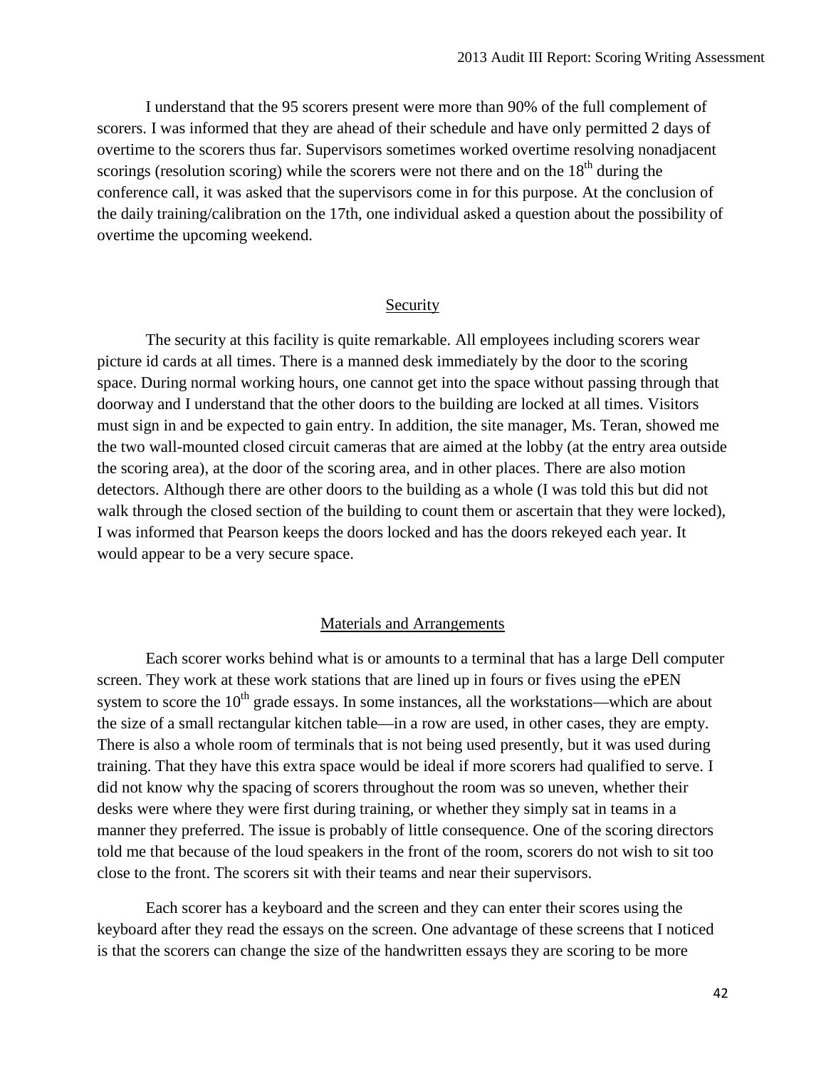I understand that the 95 scorers present were more than 90% of the full complement of scorers. I was informed that they are ahead of their schedule and have only permitted 2 days of overtime to the scorers thus far. Supervisors sometimes worked overtime resolving nonadjacent scorings (resolution scoring) while the scorers were not there and on the 18th during the conference call, it was asked that the supervisors come in for this purpose. At the conclusion of the daily training/calibration on the 17th, one individual asked a question about the possibility of overtime the upcoming weekend.

## Security

The security at this facility is quite remarkable. All employees including scorers wear picture id cards at all times. There is a manned desk immediately by the door to the scoring space. During normal working hours, one cannot get into the space without passing through that doorway and I understand that the other doors to the building are locked at all times. Visitors must sign in and be expected to gain entry. In addition, the site manager, Ms. Teran, showed me the two wall-mounted closed circuit cameras that are aimed at the lobby (at the entry area outside the scoring area), at the door of the scoring area, and in other places. There are also motion detectors. Although there are other doors to the building as a whole (I was told this but did not walk through the closed section of the building to count them or ascertain that they were locked), I was informed that Pearson keeps the doors locked and has the doors rekeyed each year. It would appear to be a very secure space.

## Materials and Arrangements

Each scorer works behind what is or amounts to a terminal that has a large Dell computer screen. They work at these work stations that are lined up in fours or fives using the ePEN system to score the 10th grade essays. In some instances, all the workstations—which are about the size of a small rectangular kitchen table—in a row are used, in other cases, they are empty. There is also a whole room of terminals that is not being used presently, but it was used during training. That they have this extra space would be ideal if more scorers had qualified to serve. I did not know why the spacing of scorers throughout the room was so uneven, whether their desks were where they were first during training, or whether they simply sat in teams in a manner they preferred. The issue is probably of little consequence. One of the scoring directors told me that because of the loud speakers in the front of the room, scorers do not wish to sit too close to the front. The scorers sit with their teams and near their supervisors.

Each scorer has a keyboard and the screen and they can enter their scores using the keyboard after they read the essays on the screen. One advantage of these screens that I noticed is that the scorers can change the size of the handwritten essays they are scoring to be more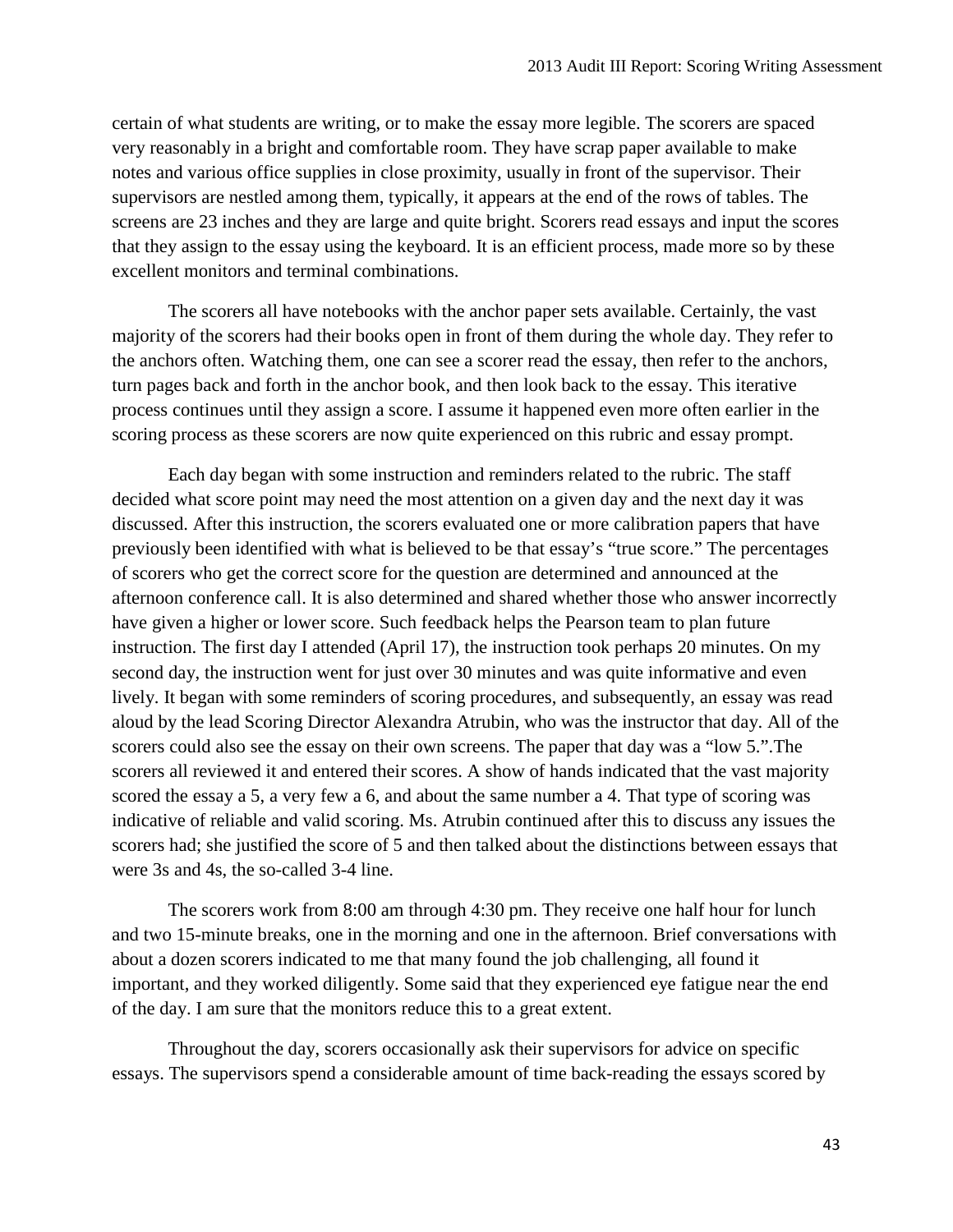certain of what students are writing, or to make the essay more legible. The scorers are spaced very reasonably in a bright and comfortable room. They have scrap paper available to make notes and various office supplies in close proximity, usually in front of the supervisor. Their supervisors are nestled among them, typically, it appears at the end of the rows of tables. The screens are 23 inches and they are large and quite bright. Scorers read essays and input the scores that they assign to the essay using the keyboard. It is an efficient process, made more so by these excellent monitors and terminal combinations.

The scorers all have notebooks with the anchor paper sets available. Certainly, the vast majority of the scorers had their books open in front of them during the whole day. They refer to the anchors often. Watching them, one can see a scorer read the essay, then refer to the anchors, turn pages back and forth in the anchor book, and then look back to the essay. This iterative process continues until they assign a score. I assume it happened even more often earlier in the scoring process as these scorers are now quite experienced on this rubric and essay prompt.

Each day began with some instruction and reminders related to the rubric. The staff decided what score point may need the most attention on a given day and the next day it was discussed. After this instruction, the scorers evaluated one or more calibration papers that have previously been identified with what is believed to be that essay's "true score." The percentages of scorers who get the correct score for the question are determined and announced at the afternoon conference call. It is also determined and shared whether those who answer incorrectly have given a higher or lower score. Such feedback helps the Pearson team to plan future instruction. The first day I attended (April 17), the instruction took perhaps 20 minutes. On my second day, the instruction went for just over 30 minutes and was quite informative and even lively. It began with some reminders of scoring procedures, and subsequently, an essay was read aloud by the lead Scoring Director Alexandra Atrubin, who was the instructor that day. All of the scorers could also see the essay on their own screens. The paper that day was a "low 5.".The scorers all reviewed it and entered their scores. A show of hands indicated that the vast majority scored the essay a 5, a very few a 6, and about the same number a 4. That type of scoring was indicative of reliable and valid scoring. Ms. Atrubin continued after this to discuss any issues the scorers had; she justified the score of 5 and then talked about the distinctions between essays that were 3s and 4s, the so-called 3-4 line.

The scorers work from 8:00 am through 4:30 pm. They receive one half hour for lunch and two 15-minute breaks, one in the morning and one in the afternoon. Brief conversations with about a dozen scorers indicated to me that many found the job challenging, all found it important, and they worked diligently. Some said that they experienced eye fatigue near the end of the day. I am sure that the monitors reduce this to a great extent.

Throughout the day, scorers occasionally ask their supervisors for advice on specific essays. The supervisors spend a considerable amount of time back-reading the essays scored by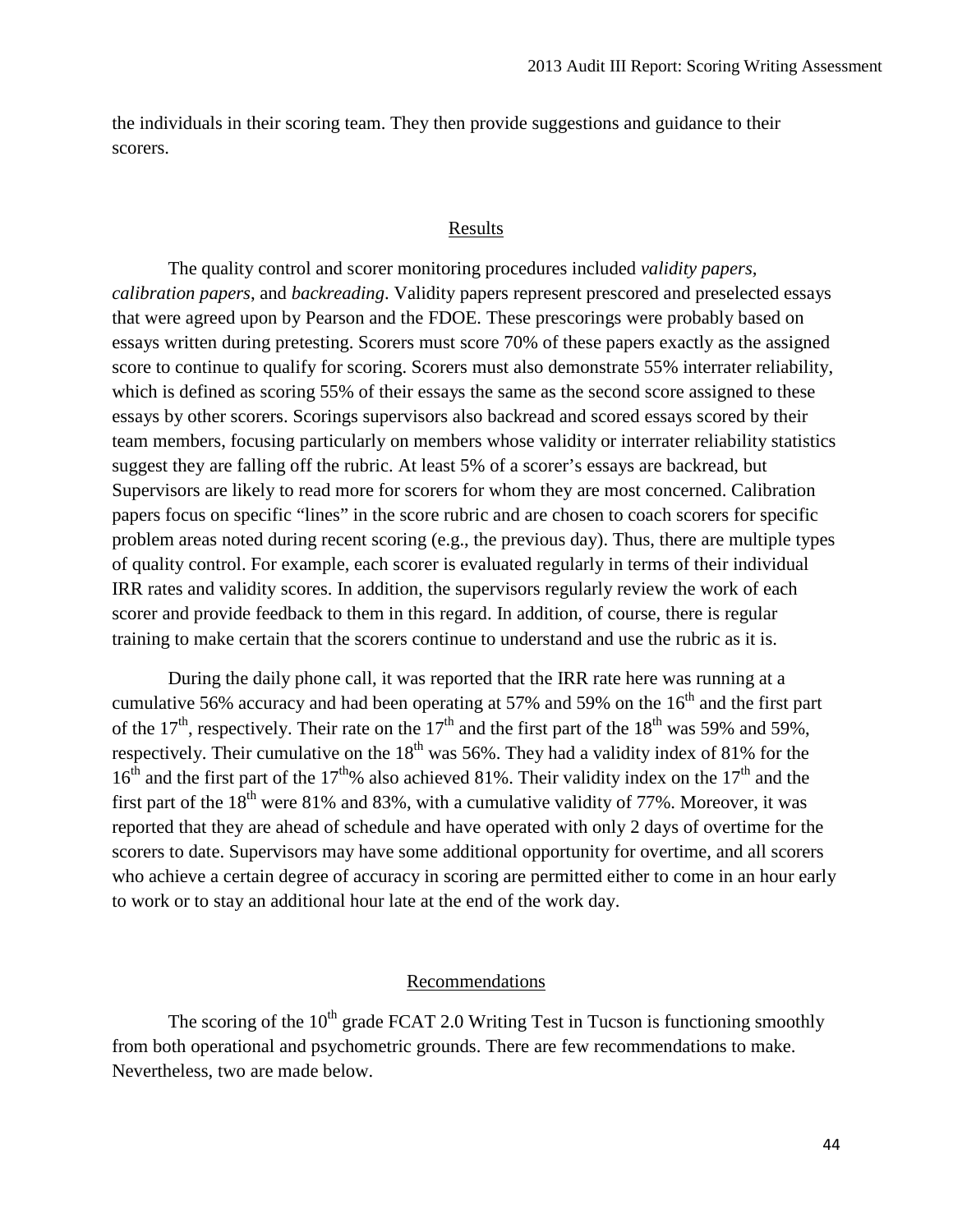the individuals in their scoring team. They then provide suggestions and guidance to their scorers.

## Results

The quality control and scorer monitoring procedures included *validity papers*, *calibration papers*, and *backreading*. Validity papers represent prescored and preselected essays that were agreed upon by Pearson and the FDOE. These prescorings were probably based on essays written during pretesting. Scorers must score 70% of these papers exactly as the assigned score to continue to qualify for scoring. Scorers must also demonstrate 55% interrater reliability, which is defined as scoring 55% of their essays the same as the second score assigned to these essays by other scorers. Scorings supervisors also backread and scored essays scored by their team members, focusing particularly on members whose validity or interrater reliability statistics suggest they are falling off the rubric. At least 5% of a scorer's essays are backread, but Supervisors are likely to read more for scorers for whom they are most concerned. Calibration papers focus on specific "lines" in the score rubric and are chosen to coach scorers for specific problem areas noted during recent scoring (e.g., the previous day). Thus, there are multiple types of quality control. For example, each scorer is evaluated regularly in terms of their individual IRR rates and validity scores. In addition, the supervisors regularly review the work of each scorer and provide feedback to them in this regard. In addition, of course, there is regular training to make certain that the scorers continue to understand and use the rubric as it is.

During the daily phone call, it was reported that the IRR rate here was running at a cumulative 56% accuracy and had been operating at 57% and 59% on the 16th and the first part of the 17th, respectively. Their rate on the 17th and the first part of the 18th was 59% and 59%, respectively. Their cumulative on the 18th was 56%. They had a validity index of 81% for the 16th and the first part of the 17th% also achieved 81%. Their validity index on the 17th and the first part of the 18th were 81% and 83%, with a cumulative validity of 77%. Moreover, it was reported that they are ahead of schedule and have operated with only 2 days of overtime for the scorers to date. Supervisors may have some additional opportunity for overtime, and all scorers who achieve a certain degree of accuracy in scoring are permitted either to come in an hour early to work or to stay an additional hour late at the end of the work day.

## Recommendations

The scoring of the 10th grade FCAT 2.0 Writing Test in Tucson is functioning smoothly from both operational and psychometric grounds. There are few recommendations to make. Nevertheless, two are made below.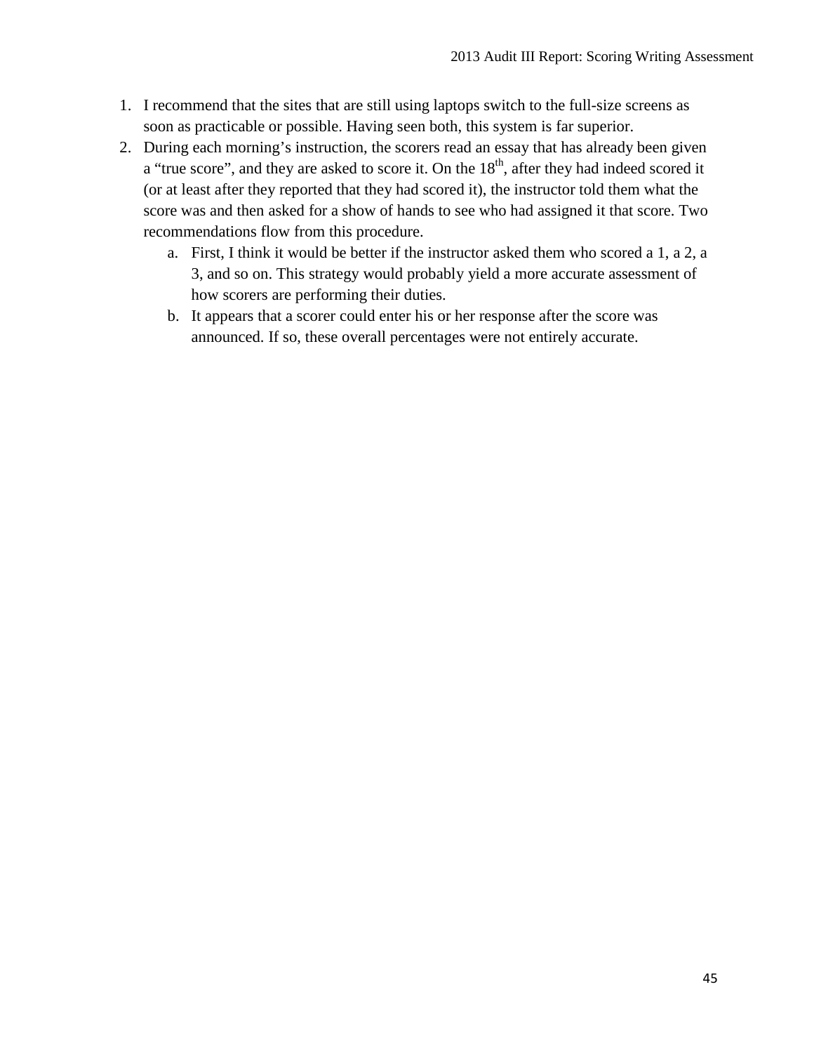1. I recommend that the sites that are still using laptops switch to the full-size screens as soon as practicable or possible. Having seen both, this system is far superior.
2. During each morning's instruction, the scorers read an essay that has already been given a "true score", and they are asked to score it. On the 18th, after they had indeed scored it (or at least after they reported that they had scored it), the instructor told them what the score was and then asked for a show of hands to see who had assigned it that score. Two recommendations flow from this procedure.
    a. First, I think it would be better if the instructor asked them who scored a 1, a 2, a 3, and so on. This strategy would probably yield a more accurate assessment of how scorers are performing their duties.
    b. It appears that a scorer could enter his or her response after the score was announced. If so, these overall percentages were not entirely accurate.